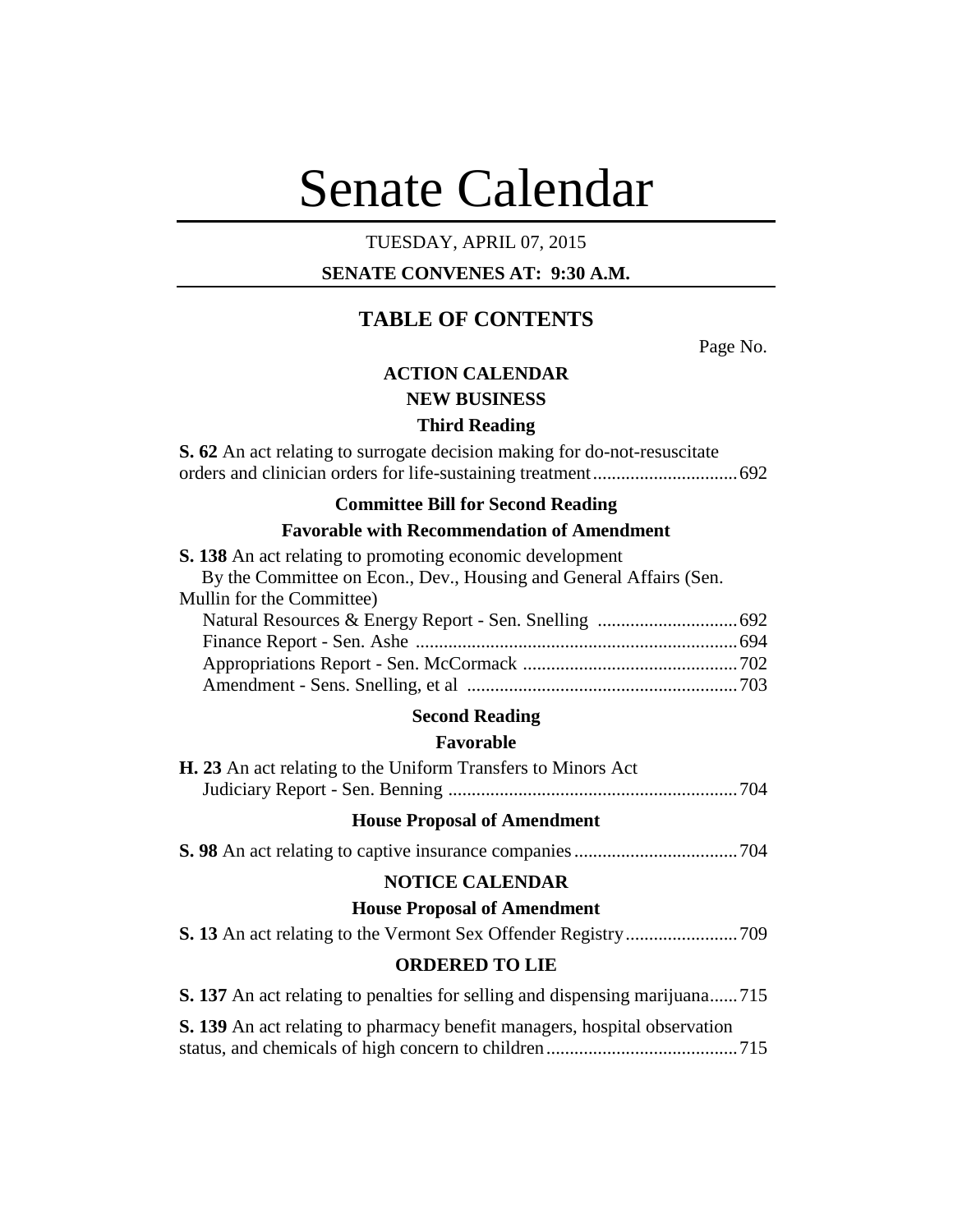# Senate Calendar

TUESDAY, APRIL 07, 2015

**SENATE CONVENES AT: 9:30 A.M.**

## TABLE OF CONTENTS

Page No.

### ACTION CALENDAR

### NEW BUSINESS

#### Third Reading

**S. 62** An act relating to surrogate decision making for do-not-resuscitate orders and clinician orders for life-sustaining treatment ............................... 692

#### Committee Bill for Second Reading

#### Favorable with Recommendation of Amendment

**S. 138** An act relating to promoting economic development
By the Committee on Econ., Dev., Housing and General Affairs (Sen. Mullin for the Committee)
Natural Resources & Energy Report - Sen. Snelling .............................. 692
Finance Report - Sen. Ashe .................................................................... 694
Appropriations Report - Sen. McCormack ............................................. 702
Amendment - Sens. Snelling, et al .......................................................... 703

#### Second Reading

#### Favorable

**H. 23** An act relating to the Uniform Transfers to Minors Act
Judiciary Report - Sen. Benning ............................................................. 704

#### House Proposal of Amendment

**S. 98** An act relating to captive insurance companies .................................. 704

### NOTICE CALENDAR

#### House Proposal of Amendment

**S. 13** An act relating to the Vermont Sex Offender Registry ........................ 709

### ORDERED TO LIE

**S. 137** An act relating to penalties for selling and dispensing marijuana ...... 715

**S. 139** An act relating to pharmacy benefit managers, hospital observation status, and chemicals of high concern to children ......................................... 715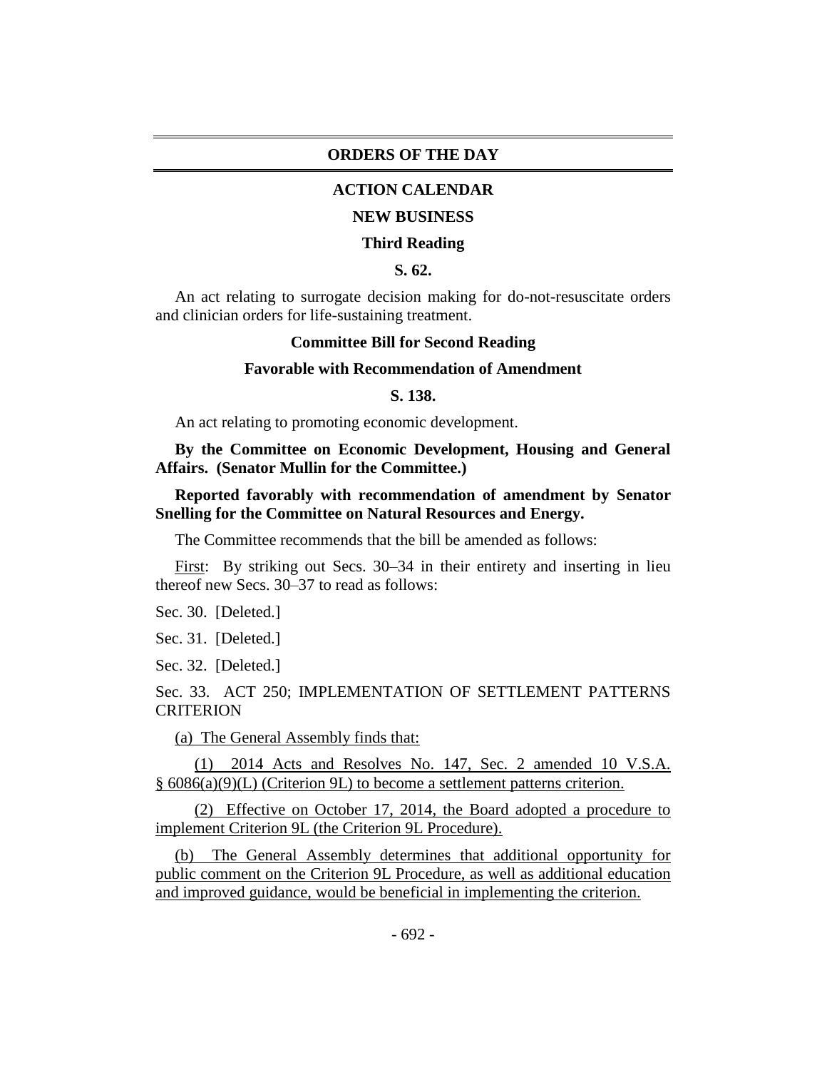## ORDERS OF THE DAY

### ACTION CALENDAR

### NEW BUSINESS

### Third Reading

### S. 62.

An act relating to surrogate decision making for do-not-resuscitate orders and clinician orders for life-sustaining treatment.

### Committee Bill for Second Reading

### Favorable with Recommendation of Amendment

### S. 138.

An act relating to promoting economic development.

**By the Committee on Economic Development, Housing and General Affairs. (Senator Mullin for the Committee.)**

**Reported favorably with recommendation of amendment by Senator Snelling for the Committee on Natural Resources and Energy.**

The Committee recommends that the bill be amended as follows:

First: By striking out Secs. 30–34 in their entirety and inserting in lieu thereof new Secs. 30–37 to read as follows:

Sec. 30. [Deleted.]

Sec. 31. [Deleted.]

Sec. 32. [Deleted.]

Sec. 33. ACT 250; IMPLEMENTATION OF SETTLEMENT PATTERNS CRITERION

(a) The General Assembly finds that:

(1) 2014 Acts and Resolves No. 147, Sec. 2 amended 10 V.S.A. § 6086(a)(9)(L) (Criterion 9L) to become a settlement patterns criterion.

(2) Effective on October 17, 2014, the Board adopted a procedure to implement Criterion 9L (the Criterion 9L Procedure).

(b) The General Assembly determines that additional opportunity for public comment on the Criterion 9L Procedure, as well as additional education and improved guidance, would be beneficial in implementing the criterion.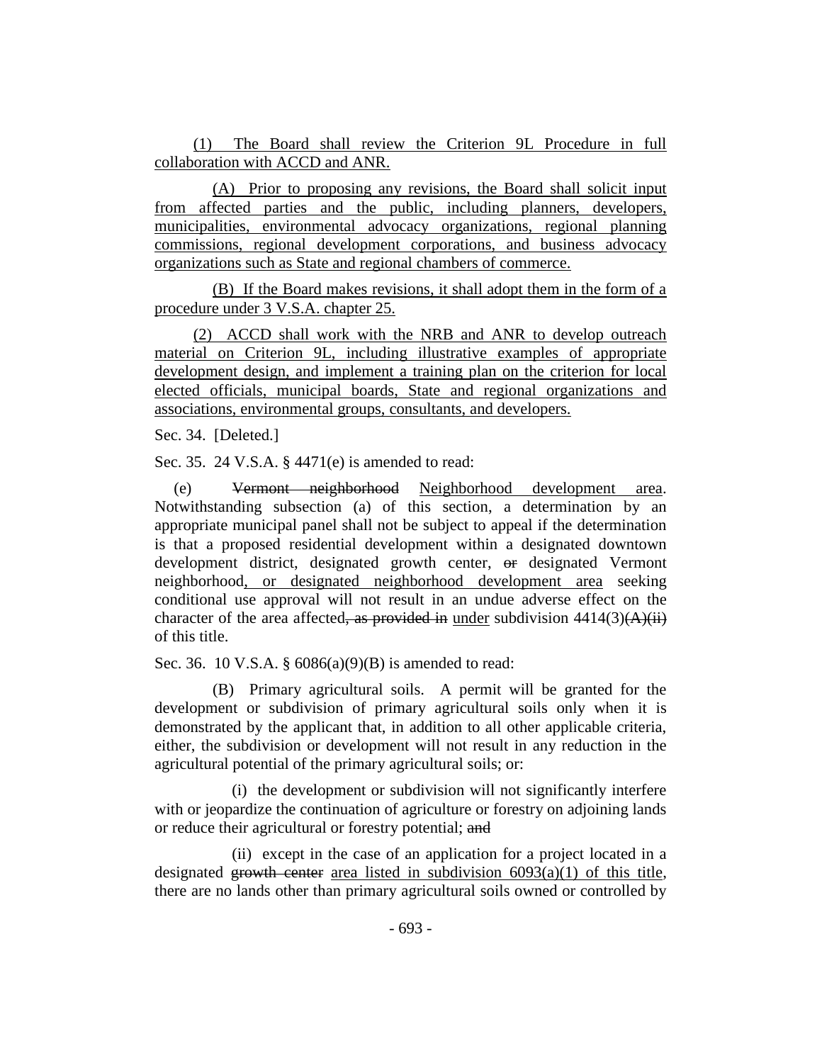(1) The Board shall review the Criterion 9L Procedure in full collaboration with ACCD and ANR.

(A) Prior to proposing any revisions, the Board shall solicit input from affected parties and the public, including planners, developers, municipalities, environmental advocacy organizations, regional planning commissions, regional development corporations, and business advocacy organizations such as State and regional chambers of commerce.

(B) If the Board makes revisions, it shall adopt them in the form of a procedure under 3 V.S.A. chapter 25.

(2) ACCD shall work with the NRB and ANR to develop outreach material on Criterion 9L, including illustrative examples of appropriate development design, and implement a training plan on the criterion for local elected officials, municipal boards, State and regional organizations and associations, environmental groups, consultants, and developers.

Sec. 34. [Deleted.]

Sec. 35. 24 V.S.A. § 4471(e) is amended to read:

(e) ~~Vermont neighborhood~~ Neighborhood development area. Notwithstanding subsection (a) of this section, a determination by an appropriate municipal panel shall not be subject to appeal if the determination is that a proposed residential development within a designated downtown development district, designated growth center, ~~or~~ designated Vermont neighborhood, or designated neighborhood development area seeking conditional use approval will not result in an undue adverse effect on the character of the area affected~~, as provided in~~ under subdivision 4414(3)~~(A)(ii)~~ of this title.

Sec. 36. 10 V.S.A. § 6086(a)(9)(B) is amended to read:

(B) Primary agricultural soils. A permit will be granted for the development or subdivision of primary agricultural soils only when it is demonstrated by the applicant that, in addition to all other applicable criteria, either, the subdivision or development will not result in any reduction in the agricultural potential of the primary agricultural soils; or:

(i) the development or subdivision will not significantly interfere with or jeopardize the continuation of agriculture or forestry on adjoining lands or reduce their agricultural or forestry potential; ~~and~~

(ii) except in the case of an application for a project located in a designated ~~growth center~~ area listed in subdivision 6093(a)(1) of this title, there are no lands other than primary agricultural soils owned or controlled by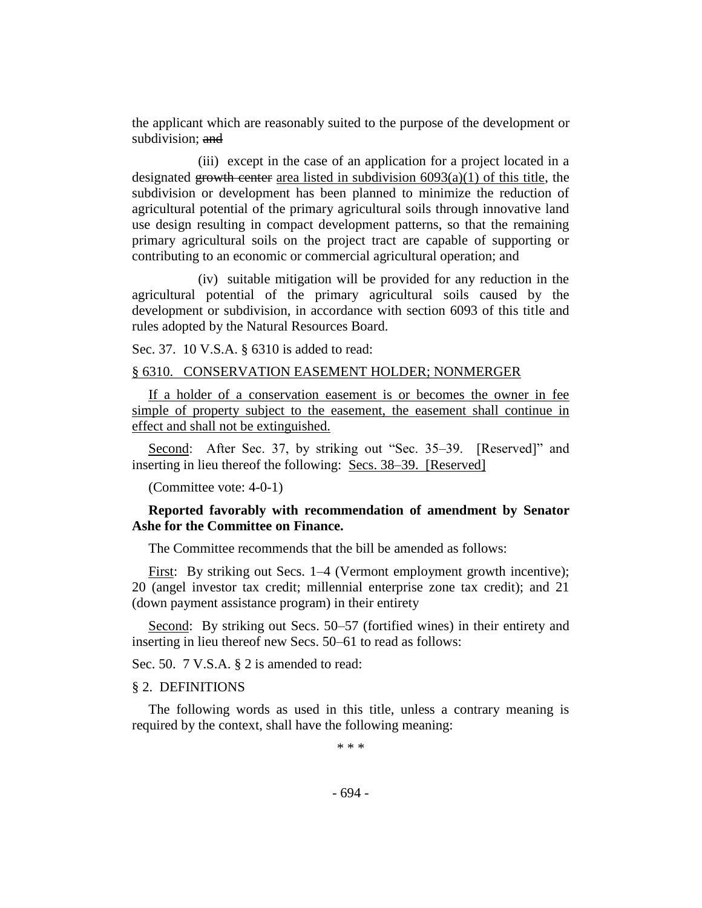the applicant which are reasonably suited to the purpose of the development or subdivision; ~~and~~

(iii) except in the case of an application for a project located in a designated ~~growth center~~ area listed in subdivision 6093(a)(1) of this title, the subdivision or development has been planned to minimize the reduction of agricultural potential of the primary agricultural soils through innovative land use design resulting in compact development patterns, so that the remaining primary agricultural soils on the project tract are capable of supporting or contributing to an economic or commercial agricultural operation; and

(iv) suitable mitigation will be provided for any reduction in the agricultural potential of the primary agricultural soils caused by the development or subdivision, in accordance with section 6093 of this title and rules adopted by the Natural Resources Board.

Sec. 37. 10 V.S.A. § 6310 is added to read:

§ 6310. CONSERVATION EASEMENT HOLDER; NONMERGER

If a holder of a conservation easement is or becomes the owner in fee simple of property subject to the easement, the easement shall continue in effect and shall not be extinguished.

Second: After Sec. 37, by striking out "Sec. 35–39. [Reserved]" and inserting in lieu thereof the following: Secs. 38–39. [Reserved]

(Committee vote: 4-0-1)

**Reported favorably with recommendation of amendment by Senator Ashe for the Committee on Finance.**

The Committee recommends that the bill be amended as follows:

First: By striking out Secs. 1–4 (Vermont employment growth incentive); 20 (angel investor tax credit; millennial enterprise zone tax credit); and 21 (down payment assistance program) in their entirety

Second: By striking out Secs. 50–57 (fortified wines) in their entirety and inserting in lieu thereof new Secs. 50–61 to read as follows:

Sec. 50. 7 V.S.A. § 2 is amended to read:

§ 2. DEFINITIONS

The following words as used in this title, unless a contrary meaning is required by the context, shall have the following meaning:

\* \* \*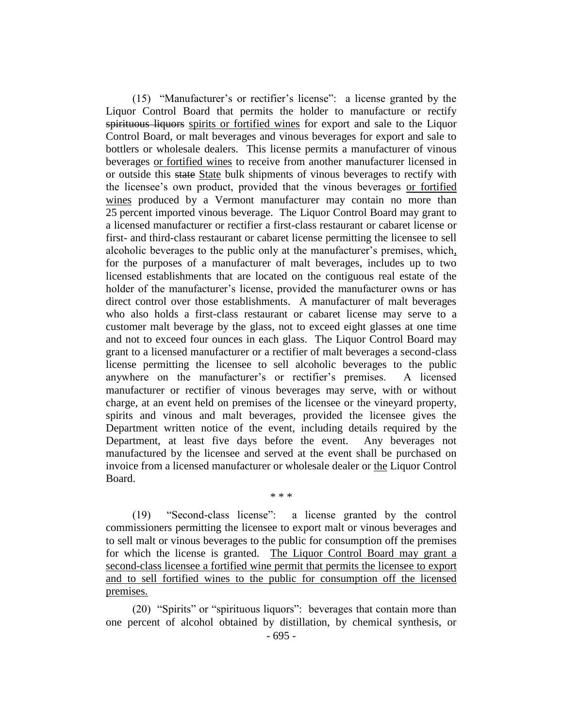(15) “Manufacturer’s or rectifier’s license”: a license granted by the Liquor Control Board that permits the holder to manufacture or rectify ~~spirituous liquors~~ <u>spirits or fortified wines</u> for export and sale to the Liquor Control Board, or malt beverages and vinous beverages for export and sale to bottlers or wholesale dealers. This license permits a manufacturer of vinous beverages <u>or fortified wines</u> to receive from another manufacturer licensed in or outside this ~~state~~ <u>State</u> bulk shipments of vinous beverages to rectify with the licensee’s own product, provided that the vinous beverages <u>or fortified wines</u> produced by a Vermont manufacturer may contain no more than 25 percent imported vinous beverage. The Liquor Control Board may grant to a licensed manufacturer or rectifier a first-class restaurant or cabaret license or first- and third-class restaurant or cabaret license permitting the licensee to sell alcoholic beverages to the public only at the manufacturer’s premises, which<u>,</u> for the purposes of a manufacturer of malt beverages, includes up to two licensed establishments that are located on the contiguous real estate of the holder of the manufacturer’s license, provided the manufacturer owns or has direct control over those establishments. A manufacturer of malt beverages who also holds a first-class restaurant or cabaret license may serve to a customer malt beverage by the glass, not to exceed eight glasses at one time and not to exceed four ounces in each glass. The Liquor Control Board may grant to a licensed manufacturer or a rectifier of malt beverages a second-class license permitting the licensee to sell alcoholic beverages to the public anywhere on the manufacturer’s or rectifier’s premises. A licensed manufacturer or rectifier of vinous beverages may serve, with or without charge, at an event held on premises of the licensee or the vineyard property, spirits and vinous and malt beverages, provided the licensee gives the Department written notice of the event, including details required by the Department, at least five days before the event. Any beverages not manufactured by the licensee and served at the event shall be purchased on invoice from a licensed manufacturer or wholesale dealer or <u>the</u> Liquor Control Board.

\* \* \*

(19) “Second-class license”: a license granted by the control commissioners permitting the licensee to export malt or vinous beverages and to sell malt or vinous beverages to the public for consumption off the premises for which the license is granted. <u>The Liquor Control Board may grant a second-class licensee a fortified wine permit that permits the licensee to export and to sell fortified wines to the public for consumption off the licensed premises.</u>

(20) “Spirits” or “spirituous liquors”: beverages that contain more than one percent of alcohol obtained by distillation, by chemical synthesis, or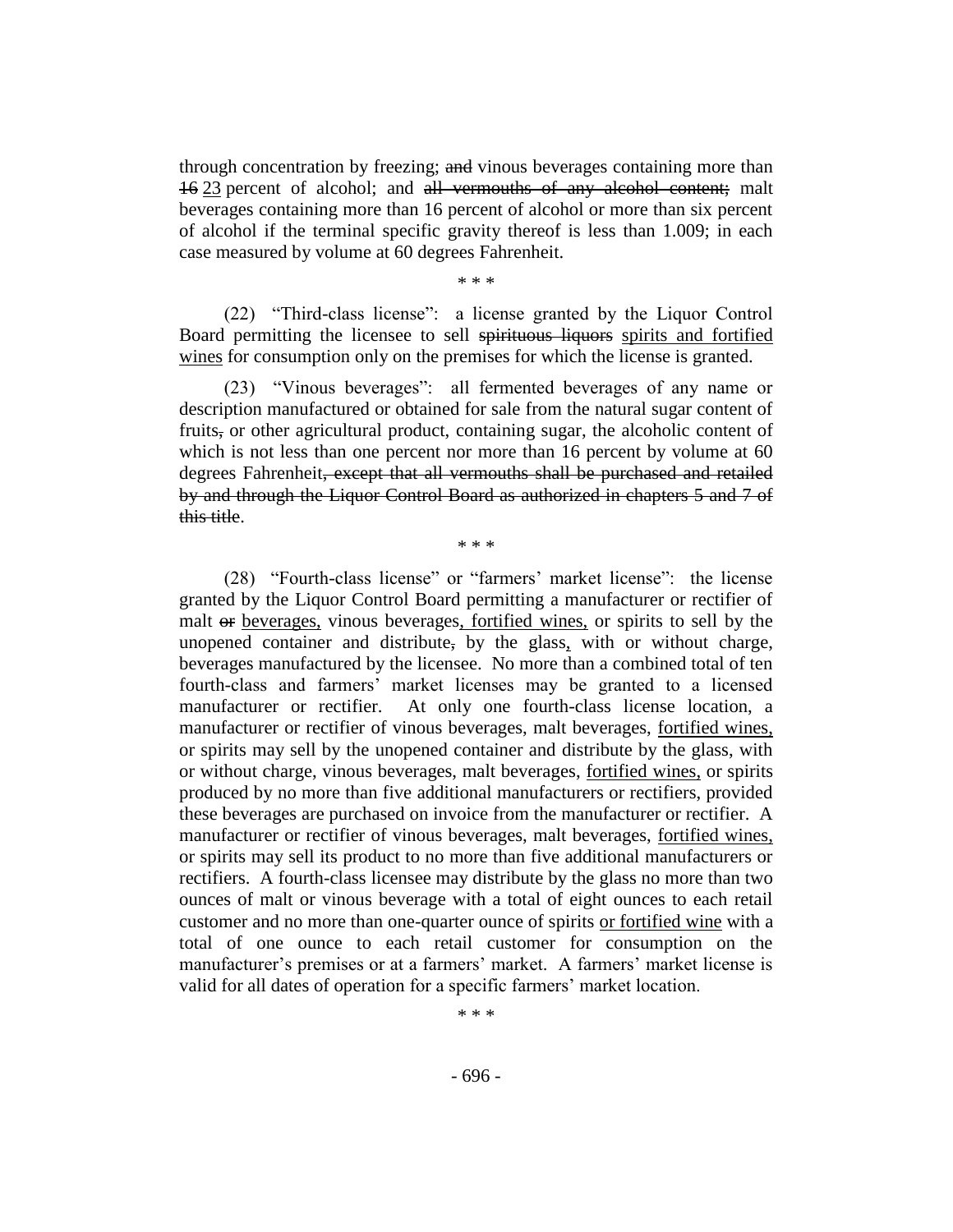through concentration by freezing; ~~and~~ vinous beverages containing more than ~~16~~ <u>23</u> percent of alcohol; and ~~all vermouths of any alcohol content;~~ malt beverages containing more than 16 percent of alcohol or more than six percent of alcohol if the terminal specific gravity thereof is less than 1.009; in each case measured by volume at 60 degrees Fahrenheit.

\* \* \*

(22) "Third-class license": a license granted by the Liquor Control Board permitting the licensee to sell ~~spirituous liquors~~ <u>spirits and fortified wines</u> for consumption only on the premises for which the license is granted.

(23) "Vinous beverages": all fermented beverages of any name or description manufactured or obtained for sale from the natural sugar content of fruits~~,~~ or other agricultural product, containing sugar, the alcoholic content of which is not less than one percent nor more than 16 percent by volume at 60 degrees Fahrenheit~~, except that all vermouths shall be purchased and retailed by and through the Liquor Control Board as authorized in chapters 5 and 7 of this title~~.

\* \* \*

(28) "Fourth-class license" or "farmers' market license": the license granted by the Liquor Control Board permitting a manufacturer or rectifier of malt ~~or~~ <u>beverages,</u> vinous beverages<u>, fortified wines,</u> or spirits to sell by the unopened container and distribute~~,~~ by the glass<u>,</u> with or without charge, beverages manufactured by the licensee. No more than a combined total of ten fourth-class and farmers' market licenses may be granted to a licensed manufacturer or rectifier. At only one fourth-class license location, a manufacturer or rectifier of vinous beverages, malt beverages, <u>fortified wines,</u> or spirits may sell by the unopened container and distribute by the glass, with or without charge, vinous beverages, malt beverages, <u>fortified wines,</u> or spirits produced by no more than five additional manufacturers or rectifiers, provided these beverages are purchased on invoice from the manufacturer or rectifier. A manufacturer or rectifier of vinous beverages, malt beverages, <u>fortified wines,</u> or spirits may sell its product to no more than five additional manufacturers or rectifiers. A fourth-class licensee may distribute by the glass no more than two ounces of malt or vinous beverage with a total of eight ounces to each retail customer and no more than one-quarter ounce of spirits <u>or fortified wine</u> with a total of one ounce to each retail customer for consumption on the manufacturer's premises or at a farmers' market. A farmers' market license is valid for all dates of operation for a specific farmers' market location.

\* \* \*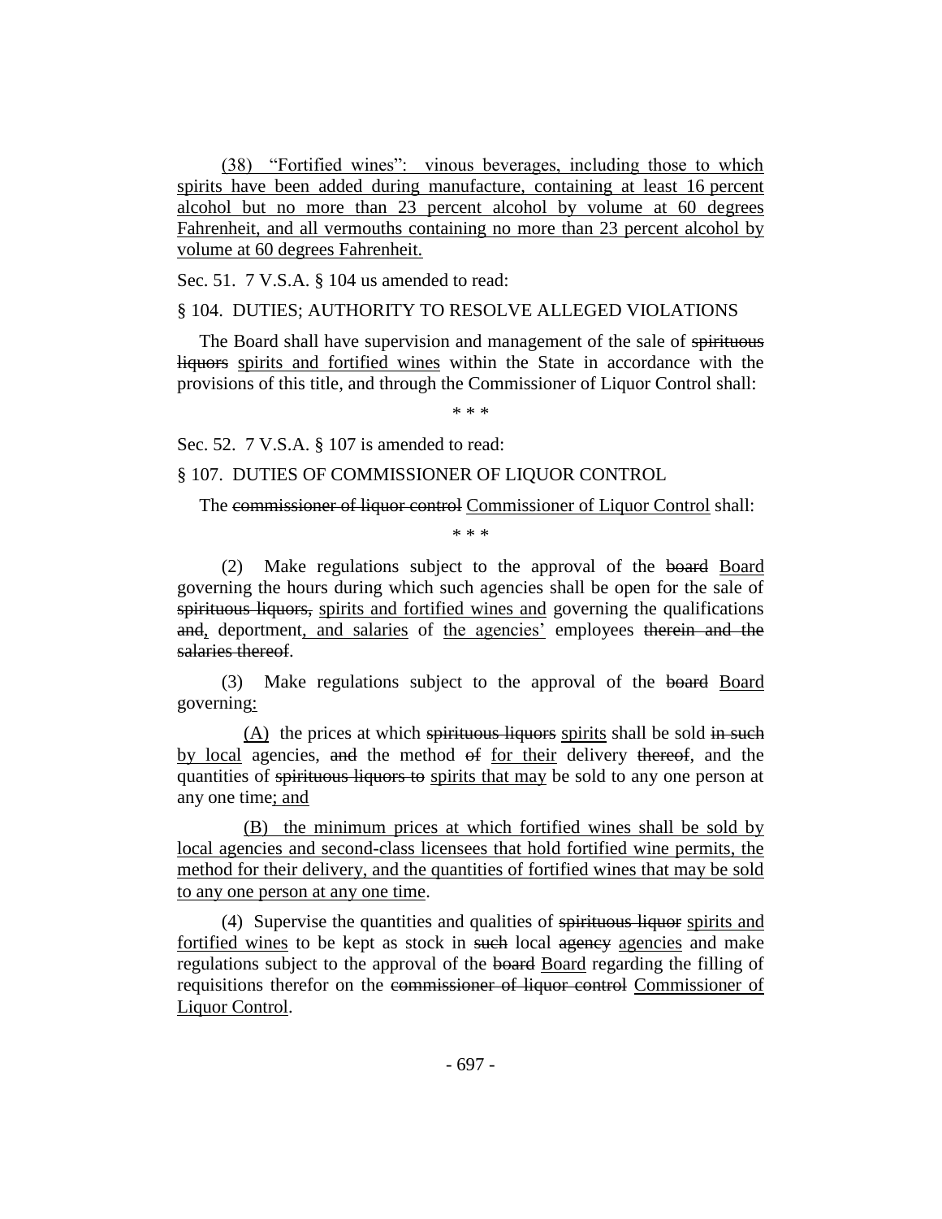(38) <u>“Fortified wines”: vinous beverages, including those to which spirits have been added during manufacture, containing at least 16 percent alcohol but no more than 23 percent alcohol by volume at 60 degrees Fahrenheit, and all vermouths containing no more than 23 percent alcohol by volume at 60 degrees Fahrenheit.</u>

Sec. 51. 7 V.S.A. § 104 us amended to read:

§ 104. DUTIES; AUTHORITY TO RESOLVE ALLEGED VIOLATIONS

The Board shall have supervision and management of the sale of ~~spirituous liquors~~ <u>spirits and fortified wines</u> within the State in accordance with the provisions of this title, and through the Commissioner of Liquor Control shall:

\* \* \*

Sec. 52. 7 V.S.A. § 107 is amended to read:

§ 107. DUTIES OF COMMISSIONER OF LIQUOR CONTROL

The ~~commissioner of liquor control~~ <u>Commissioner of Liquor Control</u> shall:

\* \* \*

(2) Make regulations subject to the approval of the ~~board~~ <u>Board</u> governing the hours during which such agencies shall be open for the sale of ~~spirituous liquors,~~ <u>spirits and fortified wines and</u> governing the qualifications ~~and~~<u>,</u> deportment<u>, and salaries</u> of <u>the agencies’</u> employees ~~therein and the salaries thereof~~.

(3) Make regulations subject to the approval of the ~~board~~ <u>Board</u> governing<u>:</u>

<u>(A)</u> the prices at which ~~spirituous liquors~~ <u>spirits</u> shall be sold ~~in such~~ <u>by local</u> agencies, ~~and~~ the method ~~of~~ <u>for their</u> delivery ~~thereof~~, and the quantities of ~~spirituous liquors to~~ <u>spirits that may</u> be sold to any one person at any one time<u>; and</u>

<u>(B) the minimum prices at which fortified wines shall be sold by local agencies and second-class licensees that hold fortified wine permits, the method for their delivery, and the quantities of fortified wines that may be sold to any one person at any one time</u>.

(4) Supervise the quantities and qualities of ~~spirituous liquor~~ <u>spirits and fortified wines</u> to be kept as stock in ~~such~~ local ~~agency~~ <u>agencies</u> and make regulations subject to the approval of the ~~board~~ <u>Board</u> regarding the filling of requisitions therefor on the ~~commissioner of liquor control~~ <u>Commissioner of Liquor Control</u>.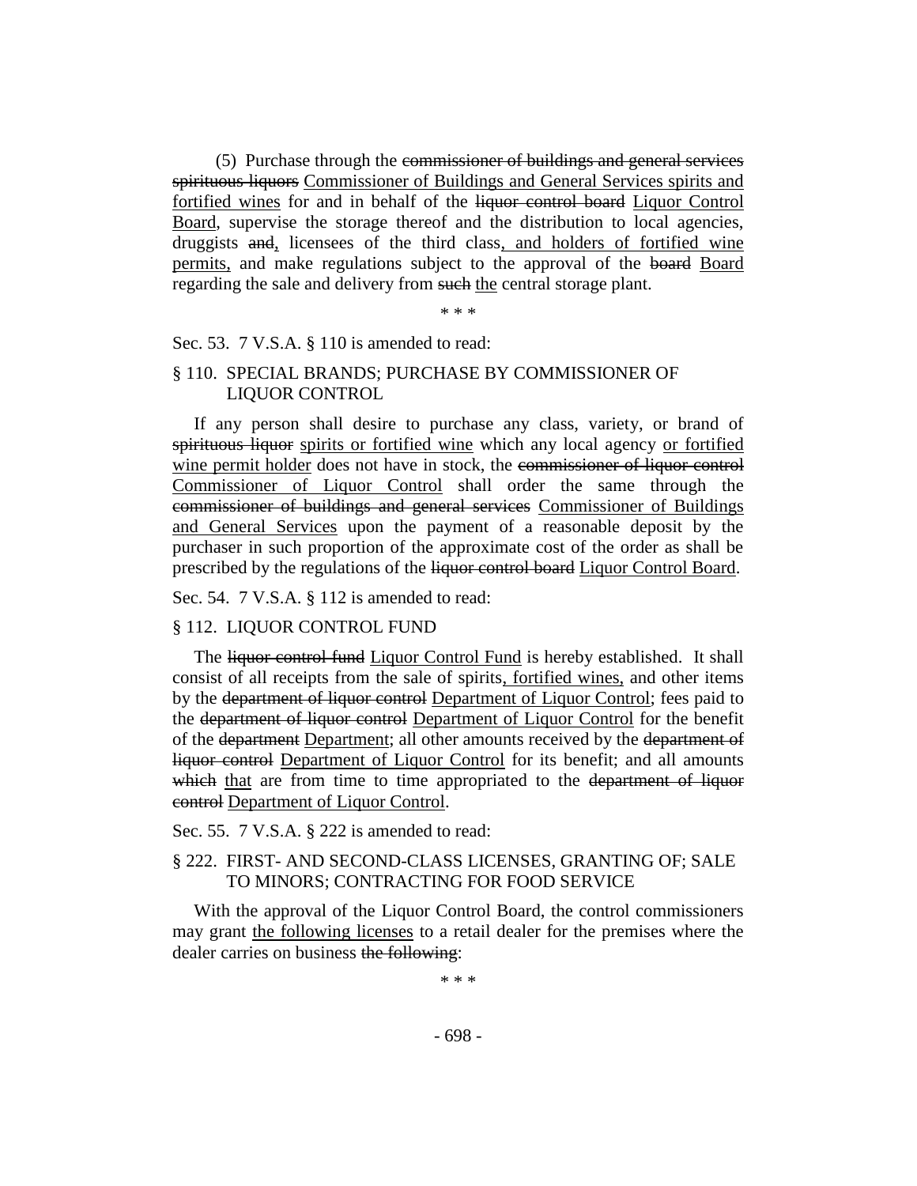(5) Purchase through the ~~commissioner of buildings and general services spirituous liquors~~ <u>Commissioner of Buildings and General Services spirits and fortified wines</u> for and in behalf of the ~~liquor control board~~ <u>Liquor Control Board</u>, supervise the storage thereof and the distribution to local agencies, druggists ~~and~~<u>,</u> licensees of the third class<u>, and holders of fortified wine permits,</u> and make regulations subject to the approval of the ~~board~~ <u>Board</u> regarding the sale and delivery from ~~such~~ <u>the</u> central storage plant.

\* \* \*

Sec. 53. 7 V.S.A. § 110 is amended to read:

§ 110. SPECIAL BRANDS; PURCHASE BY COMMISSIONER OF LIQUOR CONTROL

If any person shall desire to purchase any class, variety, or brand of ~~spirituous liquor~~ <u>spirits or fortified wine</u> which any local agency <u>or fortified wine permit holder</u> does not have in stock, the ~~commissioner of liquor control~~ <u>Commissioner of Liquor Control</u> shall order the same through the ~~commissioner of buildings and general services~~ <u>Commissioner of Buildings and General Services</u> upon the payment of a reasonable deposit by the purchaser in such proportion of the approximate cost of the order as shall be prescribed by the regulations of the ~~liquor control board~~ <u>Liquor Control Board</u>.

Sec. 54. 7 V.S.A. § 112 is amended to read:

§ 112. LIQUOR CONTROL FUND

The ~~liquor control fund~~ <u>Liquor Control Fund</u> is hereby established. It shall consist of all receipts from the sale of spirits<u>, fortified wines,</u> and other items by the ~~department of liquor control~~ <u>Department of Liquor Control</u>; fees paid to the ~~department of liquor control~~ <u>Department of Liquor Control</u> for the benefit of the ~~department~~ <u>Department</u>; all other amounts received by the ~~department of liquor control~~ <u>Department of Liquor Control</u> for its benefit; and all amounts ~~which~~ <u>that</u> are from time to time appropriated to the ~~department of liquor control~~ <u>Department of Liquor Control</u>.

Sec. 55. 7 V.S.A. § 222 is amended to read:

§ 222. FIRST- AND SECOND-CLASS LICENSES, GRANTING OF; SALE TO MINORS; CONTRACTING FOR FOOD SERVICE

With the approval of the Liquor Control Board, the control commissioners may grant <u>the following licenses</u> to a retail dealer for the premises where the dealer carries on business ~~the following~~:

\* \* \*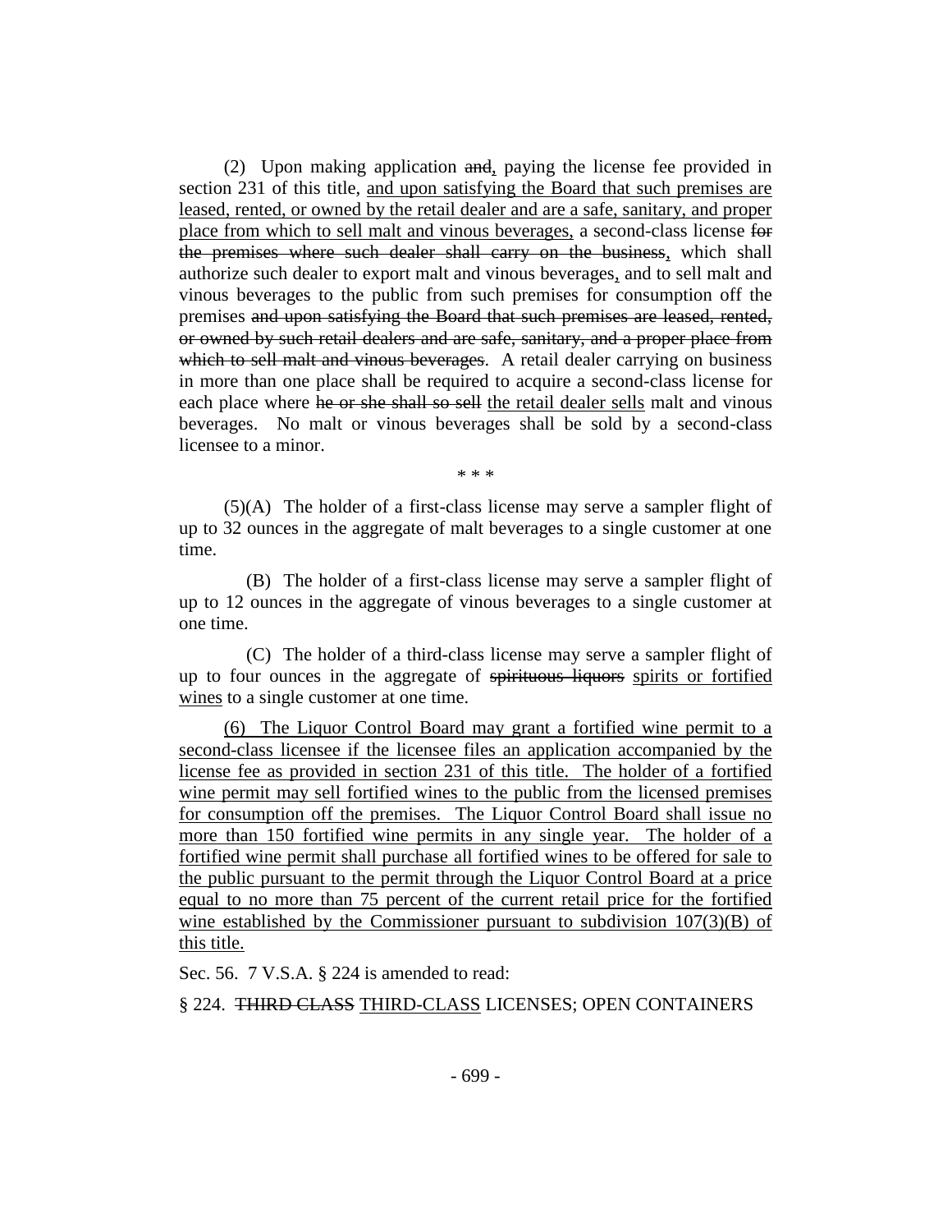(2) Upon making application ~~and~~, paying the license fee provided in section 231 of this title, <u>and upon satisfying the Board that such premises are leased, rented, or owned by the retail dealer and are a safe, sanitary, and proper place from which to sell malt and vinous beverages,</u> a second-class license ~~for the premises where such dealer shall carry on the business~~, which shall authorize such dealer to export malt and vinous beverages, and to sell malt and vinous beverages to the public from such premises for consumption off the premises ~~and upon satisfying the Board that such premises are leased, rented, or owned by such retail dealers and are safe, sanitary, and a proper place from which to sell malt and vinous beverages~~. A retail dealer carrying on business in more than one place shall be required to acquire a second-class license for each place where ~~he or she shall so sell~~ <u>the retail dealer sells</u> malt and vinous beverages. No malt or vinous beverages shall be sold by a second-class licensee to a minor.

\* \* \*

(5)(A) The holder of a first-class license may serve a sampler flight of up to 32 ounces in the aggregate of malt beverages to a single customer at one time.

(B) The holder of a first-class license may serve a sampler flight of up to 12 ounces in the aggregate of vinous beverages to a single customer at one time.

(C) The holder of a third-class license may serve a sampler flight of up to four ounces in the aggregate of ~~spirituous liquors~~ <u>spirits or fortified wines</u> to a single customer at one time.

<u>(6) The Liquor Control Board may grant a fortified wine permit to a second-class licensee if the licensee files an application accompanied by the license fee as provided in section 231 of this title. The holder of a fortified wine permit may sell fortified wines to the public from the licensed premises for consumption off the premises. The Liquor Control Board shall issue no more than 150 fortified wine permits in any single year. The holder of a fortified wine permit shall purchase all fortified wines to be offered for sale to the public pursuant to the permit through the Liquor Control Board at a price equal to no more than 75 percent of the current retail price for the fortified wine established by the Commissioner pursuant to subdivision 107(3)(B) of this title.</u>

Sec. 56. 7 V.S.A. § 224 is amended to read:

§ 224. ~~THIRD CLASS~~ <u>THIRD-CLASS</u> LICENSES; OPEN CONTAINERS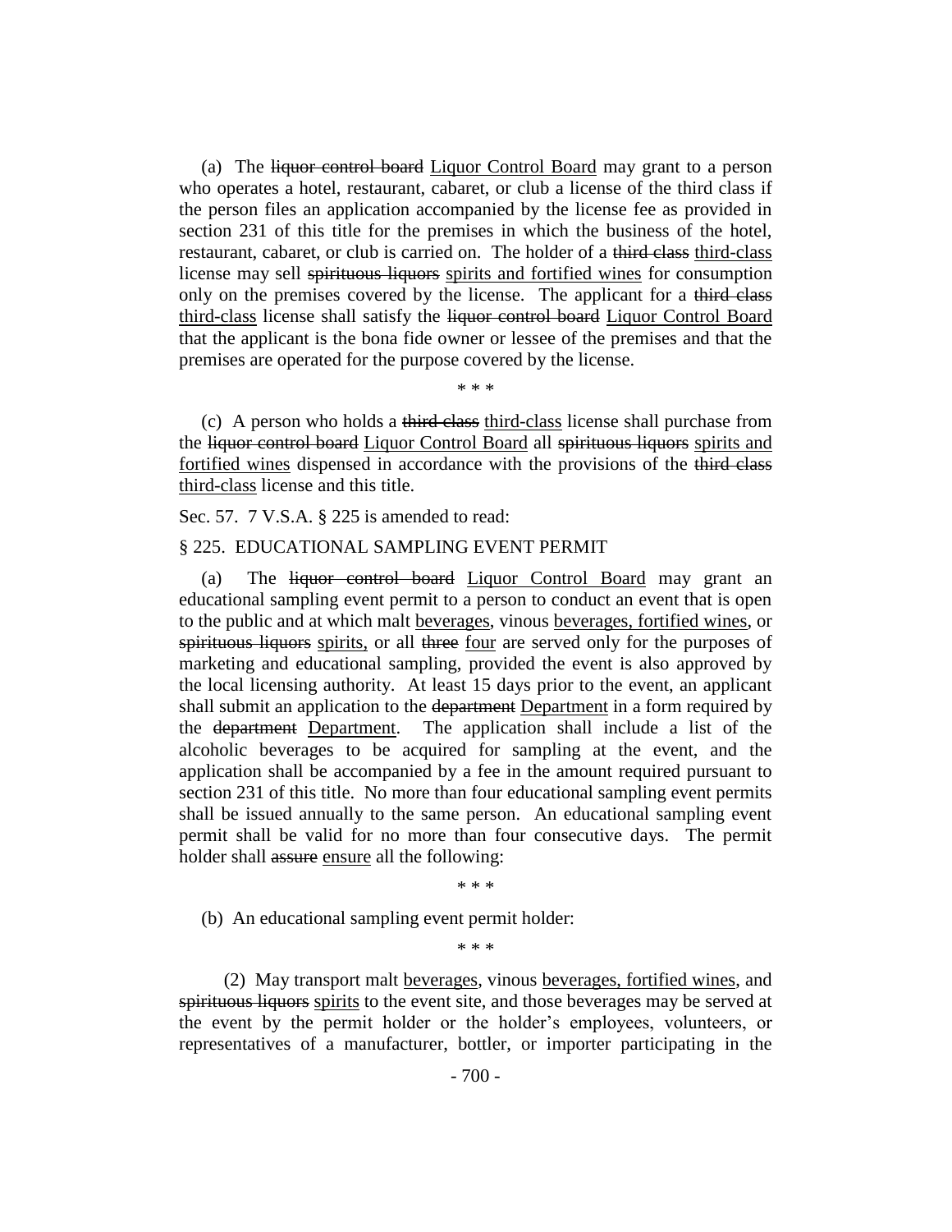(a) The ~~liquor control board~~ Liquor Control Board may grant to a person who operates a hotel, restaurant, cabaret, or club a license of the third class if the person files an application accompanied by the license fee as provided in section 231 of this title for the premises in which the business of the hotel, restaurant, cabaret, or club is carried on. The holder of a ~~third class~~ third-class license may sell ~~spirituous liquors~~ spirits and fortified wines for consumption only on the premises covered by the license. The applicant for a ~~third class~~ third-class license shall satisfy the ~~liquor control board~~ Liquor Control Board that the applicant is the bona fide owner or lessee of the premises and that the premises are operated for the purpose covered by the license.

\* \* \*

(c) A person who holds a ~~third class~~ third-class license shall purchase from the ~~liquor control board~~ Liquor Control Board all ~~spirituous liquors~~ spirits and fortified wines dispensed in accordance with the provisions of the ~~third class~~ third-class license and this title.

Sec. 57. 7 V.S.A. § 225 is amended to read:

§ 225. EDUCATIONAL SAMPLING EVENT PERMIT

(a) The ~~liquor control board~~ Liquor Control Board may grant an educational sampling event permit to a person to conduct an event that is open to the public and at which malt beverages, vinous beverages, fortified wines, or ~~spirituous liquors~~ spirits, or all ~~three~~ four are served only for the purposes of marketing and educational sampling, provided the event is also approved by the local licensing authority. At least 15 days prior to the event, an applicant shall submit an application to the ~~department~~ Department in a form required by the ~~department~~ Department. The application shall include a list of the alcoholic beverages to be acquired for sampling at the event, and the application shall be accompanied by a fee in the amount required pursuant to section 231 of this title. No more than four educational sampling event permits shall be issued annually to the same person. An educational sampling event permit shall be valid for no more than four consecutive days. The permit holder shall ~~assure~~ ensure all the following:

\* \* \*

(b) An educational sampling event permit holder:

\* \* \*

(2) May transport malt beverages, vinous beverages, fortified wines, and ~~spirituous liquors~~ spirits to the event site, and those beverages may be served at the event by the permit holder or the holder's employees, volunteers, or representatives of a manufacturer, bottler, or importer participating in the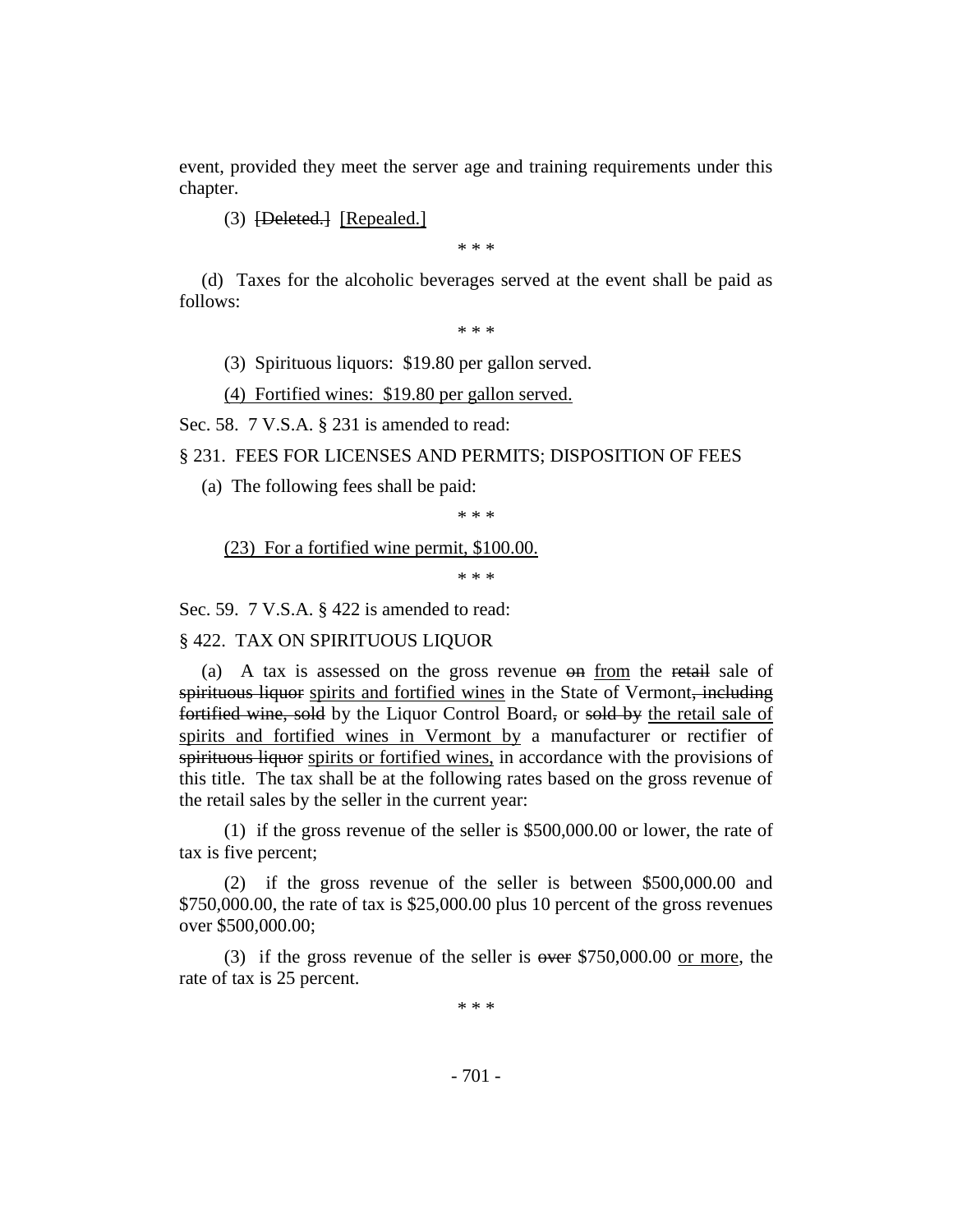event, provided they meet the server age and training requirements under this chapter.

(3) ~~[Deleted.]~~ [Repealed.]

\* \* \*

(d) Taxes for the alcoholic beverages served at the event shall be paid as follows:

\* \* \*

(3) Spirituous liquors: $19.80 per gallon served.

(4) Fortified wines: $19.80 per gallon served.

Sec. 58. 7 V.S.A. § 231 is amended to read:

§ 231. FEES FOR LICENSES AND PERMITS; DISPOSITION OF FEES

(a) The following fees shall be paid:

\* \* \*

(23) For a fortified wine permit, $100.00.

\* \* \*

Sec. 59. 7 V.S.A. § 422 is amended to read:

§ 422. TAX ON SPIRITUOUS LIQUOR

(a) A tax is assessed on the gross revenue ~~on~~ from the ~~retail~~ sale of ~~spirituous liquor~~ spirits and fortified wines in the State of Vermont~~, including fortified wine, sold~~ by the Liquor Control Board~~,~~ or ~~sold by~~ the retail sale of spirits and fortified wines in Vermont by a manufacturer or rectifier of ~~spirituous liquor~~ spirits or fortified wines, in accordance with the provisions of this title. The tax shall be at the following rates based on the gross revenue of the retail sales by the seller in the current year:

(1) if the gross revenue of the seller is $500,000.00 or lower, the rate of tax is five percent;

(2) if the gross revenue of the seller is between $500,000.00 and $750,000.00, the rate of tax is $25,000.00 plus 10 percent of the gross revenues over $500,000.00;

(3) if the gross revenue of the seller is ~~over~~ $750,000.00 or more, the rate of tax is 25 percent.

\* \* \*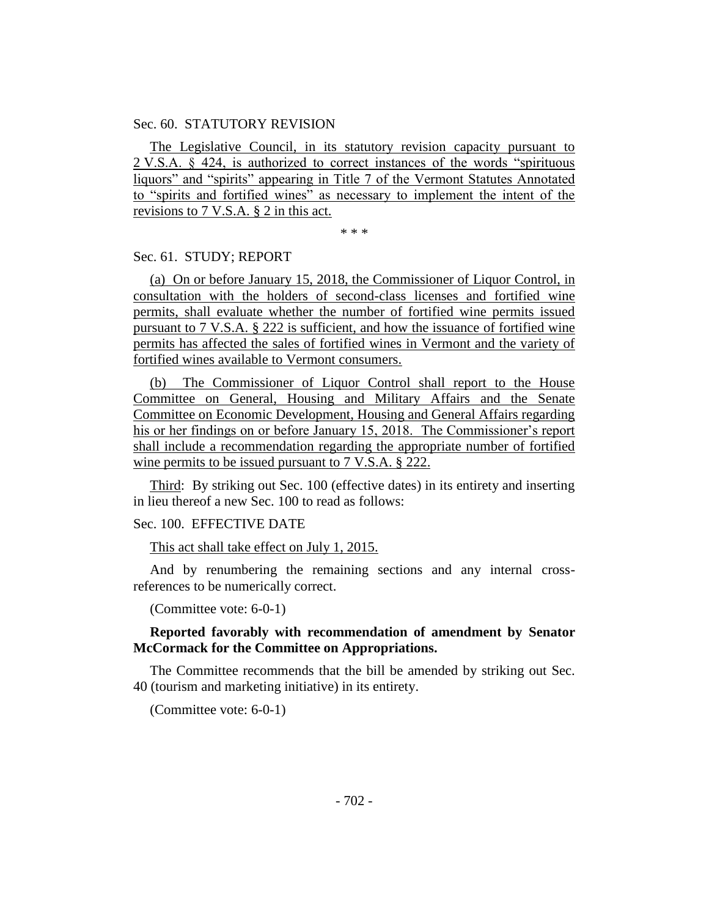Sec. 60. STATUTORY REVISION

The Legislative Council, in its statutory revision capacity pursuant to 2 V.S.A. § 424, is authorized to correct instances of the words "spirituous liquors" and "spirits" appearing in Title 7 of the Vermont Statutes Annotated to "spirits and fortified wines" as necessary to implement the intent of the revisions to 7 V.S.A. § 2 in this act.

\* \* \*

Sec. 61. STUDY; REPORT

(a) On or before January 15, 2018, the Commissioner of Liquor Control, in consultation with the holders of second-class licenses and fortified wine permits, shall evaluate whether the number of fortified wine permits issued pursuant to 7 V.S.A. § 222 is sufficient, and how the issuance of fortified wine permits has affected the sales of fortified wines in Vermont and the variety of fortified wines available to Vermont consumers.

(b) The Commissioner of Liquor Control shall report to the House Committee on General, Housing and Military Affairs and the Senate Committee on Economic Development, Housing and General Affairs regarding his or her findings on or before January 15, 2018. The Commissioner's report shall include a recommendation regarding the appropriate number of fortified wine permits to be issued pursuant to 7 V.S.A. § 222.

Third: By striking out Sec. 100 (effective dates) in its entirety and inserting in lieu thereof a new Sec. 100 to read as follows:

Sec. 100. EFFECTIVE DATE

This act shall take effect on July 1, 2015.

And by renumbering the remaining sections and any internal cross-references to be numerically correct.

(Committee vote: 6-0-1)

**Reported favorably with recommendation of amendment by Senator McCormack for the Committee on Appropriations.**

The Committee recommends that the bill be amended by striking out Sec. 40 (tourism and marketing initiative) in its entirety.

(Committee vote: 6-0-1)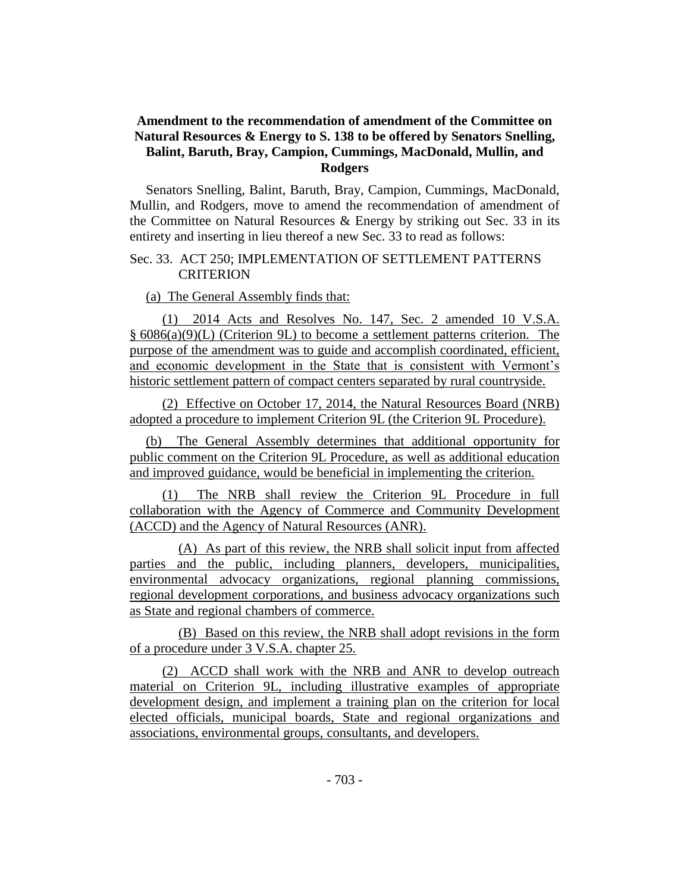**Amendment to the recommendation of amendment of the Committee on Natural Resources & Energy to S. 138 to be offered by Senators Snelling, Balint, Baruth, Bray, Campion, Cummings, MacDonald, Mullin, and Rodgers**

Senators Snelling, Balint, Baruth, Bray, Campion, Cummings, MacDonald, Mullin, and Rodgers, move to amend the recommendation of amendment of the Committee on Natural Resources & Energy by striking out Sec. 33 in its entirety and inserting in lieu thereof a new Sec. 33 to read as follows:

Sec. 33. ACT 250; IMPLEMENTATION OF SETTLEMENT PATTERNS CRITERION

(a) The General Assembly finds that:

(1) 2014 Acts and Resolves No. 147, Sec. 2 amended 10 V.S.A. § 6086(a)(9)(L) (Criterion 9L) to become a settlement patterns criterion. The purpose of the amendment was to guide and accomplish coordinated, efficient, and economic development in the State that is consistent with Vermont's historic settlement pattern of compact centers separated by rural countryside.

(2) Effective on October 17, 2014, the Natural Resources Board (NRB) adopted a procedure to implement Criterion 9L (the Criterion 9L Procedure).

(b) The General Assembly determines that additional opportunity for public comment on the Criterion 9L Procedure, as well as additional education and improved guidance, would be beneficial in implementing the criterion.

(1) The NRB shall review the Criterion 9L Procedure in full collaboration with the Agency of Commerce and Community Development (ACCD) and the Agency of Natural Resources (ANR).

(A) As part of this review, the NRB shall solicit input from affected parties and the public, including planners, developers, municipalities, environmental advocacy organizations, regional planning commissions, regional development corporations, and business advocacy organizations such as State and regional chambers of commerce.

(B) Based on this review, the NRB shall adopt revisions in the form of a procedure under 3 V.S.A. chapter 25.

(2) ACCD shall work with the NRB and ANR to develop outreach material on Criterion 9L, including illustrative examples of appropriate development design, and implement a training plan on the criterion for local elected officials, municipal boards, State and regional organizations and associations, environmental groups, consultants, and developers.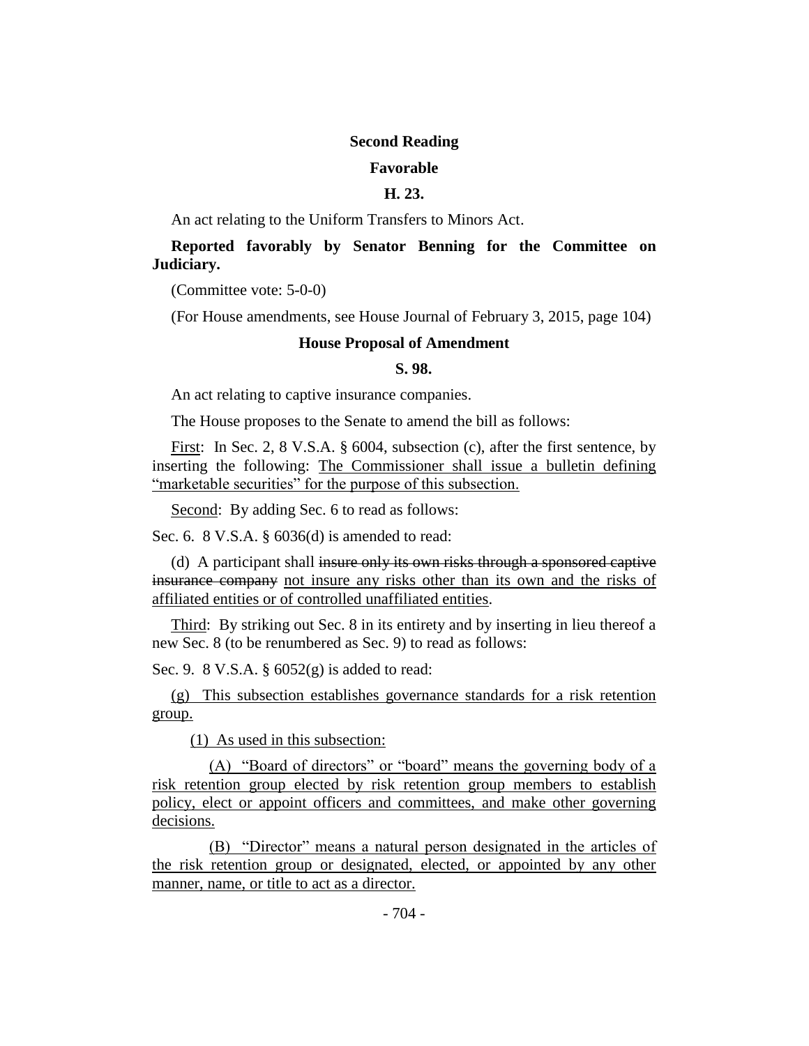**Second Reading**

**Favorable**

**H. 23.**

An act relating to the Uniform Transfers to Minors Act.

**Reported favorably by Senator Benning for the Committee on Judiciary.**

(Committee vote: 5-0-0)

(For House amendments, see House Journal of February 3, 2015, page 104)

**House Proposal of Amendment**

**S. 98.**

An act relating to captive insurance companies.

The House proposes to the Senate to amend the bill as follows:

First: In Sec. 2, 8 V.S.A. § 6004, subsection (c), after the first sentence, by inserting the following: The Commissioner shall issue a bulletin defining "marketable securities" for the purpose of this subsection.

Second: By adding Sec. 6 to read as follows:

Sec. 6. 8 V.S.A. § 6036(d) is amended to read:

(d) A participant shall ~~insure only its own risks through a sponsored captive insurance company~~ not insure any risks other than its own and the risks of affiliated entities or of controlled unaffiliated entities.

Third: By striking out Sec. 8 in its entirety and by inserting in lieu thereof a new Sec. 8 (to be renumbered as Sec. 9) to read as follows:

Sec. 9. 8 V.S.A. § 6052(g) is added to read:

(g) This subsection establishes governance standards for a risk retention group.

(1) As used in this subsection:

(A) "Board of directors" or "board" means the governing body of a risk retention group elected by risk retention group members to establish policy, elect or appoint officers and committees, and make other governing decisions.

(B) "Director" means a natural person designated in the articles of the risk retention group or designated, elected, or appointed by any other manner, name, or title to act as a director.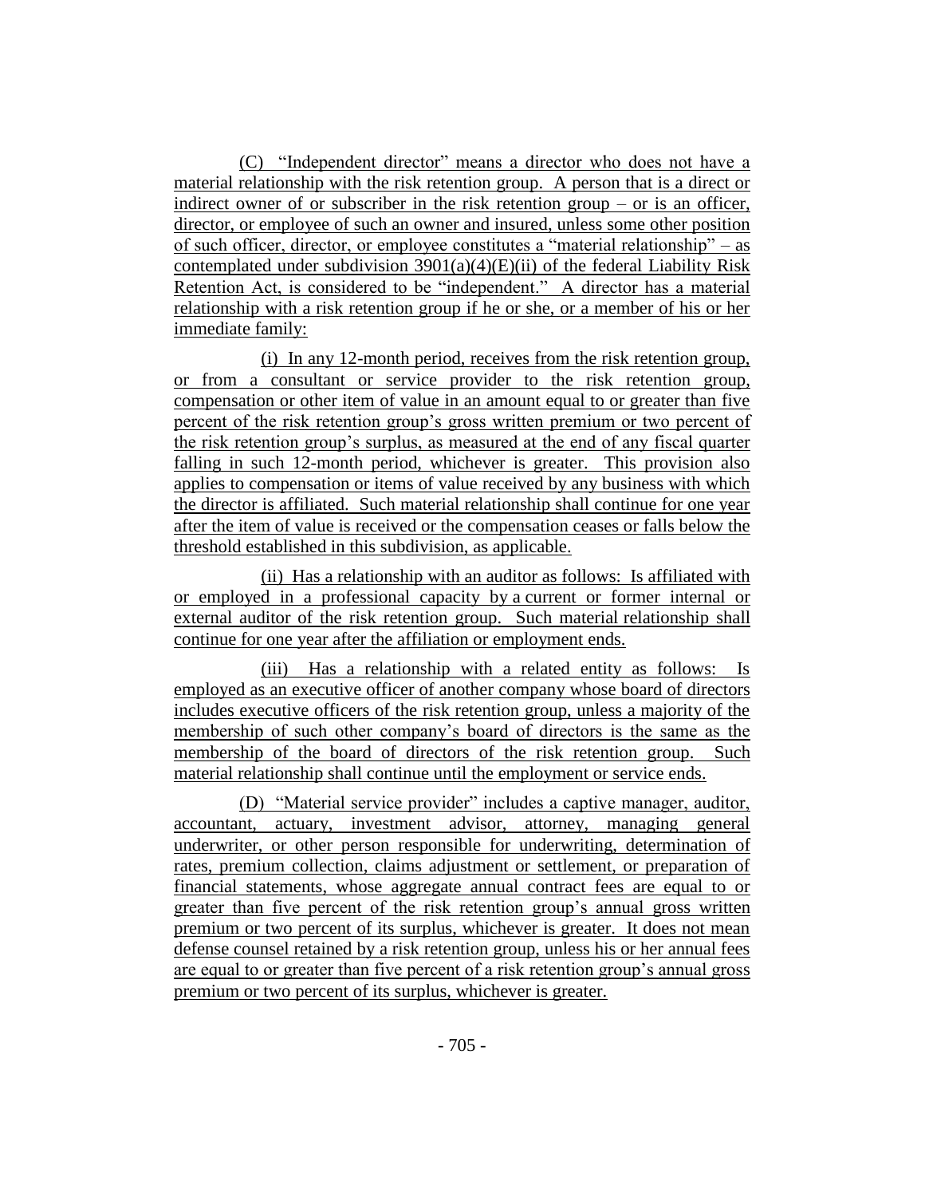(C) "Independent director" means a director who does not have a material relationship with the risk retention group. A person that is a direct or indirect owner of or subscriber in the risk retention group – or is an officer, director, or employee of such an owner and insured, unless some other position of such officer, director, or employee constitutes a "material relationship" – as contemplated under subdivision 3901(a)(4)(E)(ii) of the federal Liability Risk Retention Act, is considered to be "independent." A director has a material relationship with a risk retention group if he or she, or a member of his or her immediate family:

(i) In any 12-month period, receives from the risk retention group, or from a consultant or service provider to the risk retention group, compensation or other item of value in an amount equal to or greater than five percent of the risk retention group's gross written premium or two percent of the risk retention group's surplus, as measured at the end of any fiscal quarter falling in such 12-month period, whichever is greater. This provision also applies to compensation or items of value received by any business with which the director is affiliated. Such material relationship shall continue for one year after the item of value is received or the compensation ceases or falls below the threshold established in this subdivision, as applicable.

(ii) Has a relationship with an auditor as follows: Is affiliated with or employed in a professional capacity by a current or former internal or external auditor of the risk retention group. Such material relationship shall continue for one year after the affiliation or employment ends.

(iii) Has a relationship with a related entity as follows: Is employed as an executive officer of another company whose board of directors includes executive officers of the risk retention group, unless a majority of the membership of such other company's board of directors is the same as the membership of the board of directors of the risk retention group. Such material relationship shall continue until the employment or service ends.

(D) "Material service provider" includes a captive manager, auditor, accountant, actuary, investment advisor, attorney, managing general underwriter, or other person responsible for underwriting, determination of rates, premium collection, claims adjustment or settlement, or preparation of financial statements, whose aggregate annual contract fees are equal to or greater than five percent of the risk retention group's annual gross written premium or two percent of its surplus, whichever is greater. It does not mean defense counsel retained by a risk retention group, unless his or her annual fees are equal to or greater than five percent of a risk retention group's annual gross premium or two percent of its surplus, whichever is greater.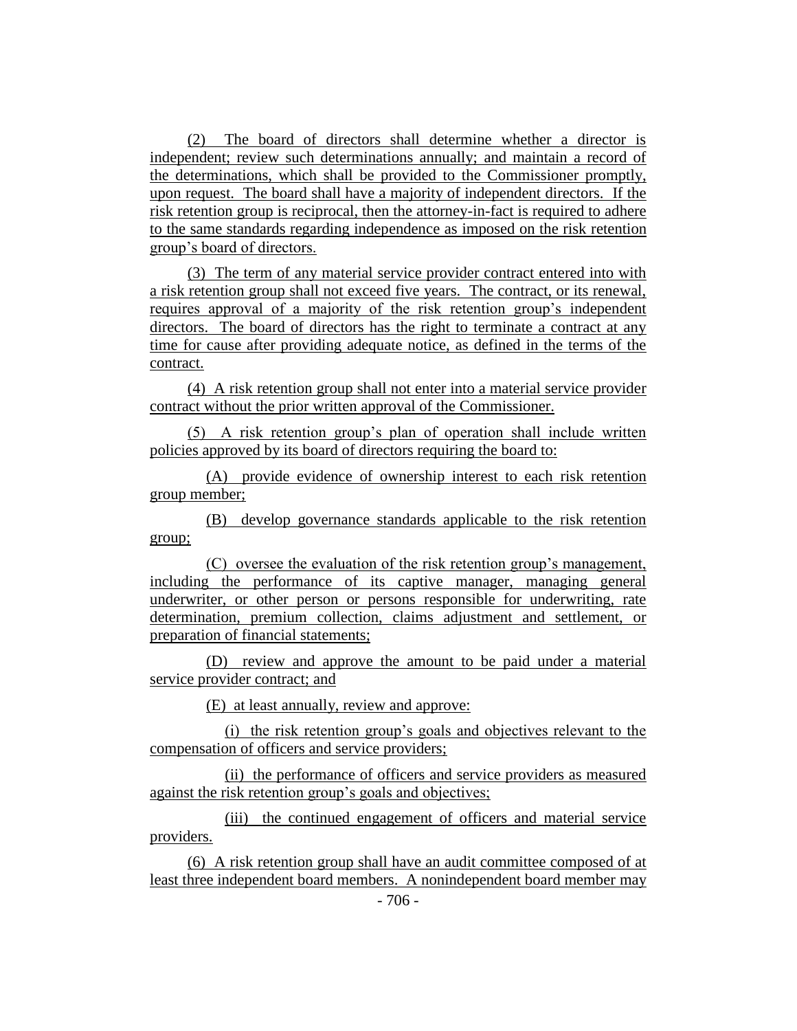(2) The board of directors shall determine whether a director is independent; review such determinations annually; and maintain a record of the determinations, which shall be provided to the Commissioner promptly, upon request. The board shall have a majority of independent directors. If the risk retention group is reciprocal, then the attorney-in-fact is required to adhere to the same standards regarding independence as imposed on the risk retention group's board of directors.

(3) The term of any material service provider contract entered into with a risk retention group shall not exceed five years. The contract, or its renewal, requires approval of a majority of the risk retention group's independent directors. The board of directors has the right to terminate a contract at any time for cause after providing adequate notice, as defined in the terms of the contract.

(4) A risk retention group shall not enter into a material service provider contract without the prior written approval of the Commissioner.

(5) A risk retention group's plan of operation shall include written policies approved by its board of directors requiring the board to:

(A) provide evidence of ownership interest to each risk retention group member;

(B) develop governance standards applicable to the risk retention group;

(C) oversee the evaluation of the risk retention group's management, including the performance of its captive manager, managing general underwriter, or other person or persons responsible for underwriting, rate determination, premium collection, claims adjustment and settlement, or preparation of financial statements;

(D) review and approve the amount to be paid under a material service provider contract; and

(E) at least annually, review and approve:

(i) the risk retention group's goals and objectives relevant to the compensation of officers and service providers;

(ii) the performance of officers and service providers as measured against the risk retention group's goals and objectives;

(iii) the continued engagement of officers and material service providers.

(6) A risk retention group shall have an audit committee composed of at least three independent board members. A nonindependent board member may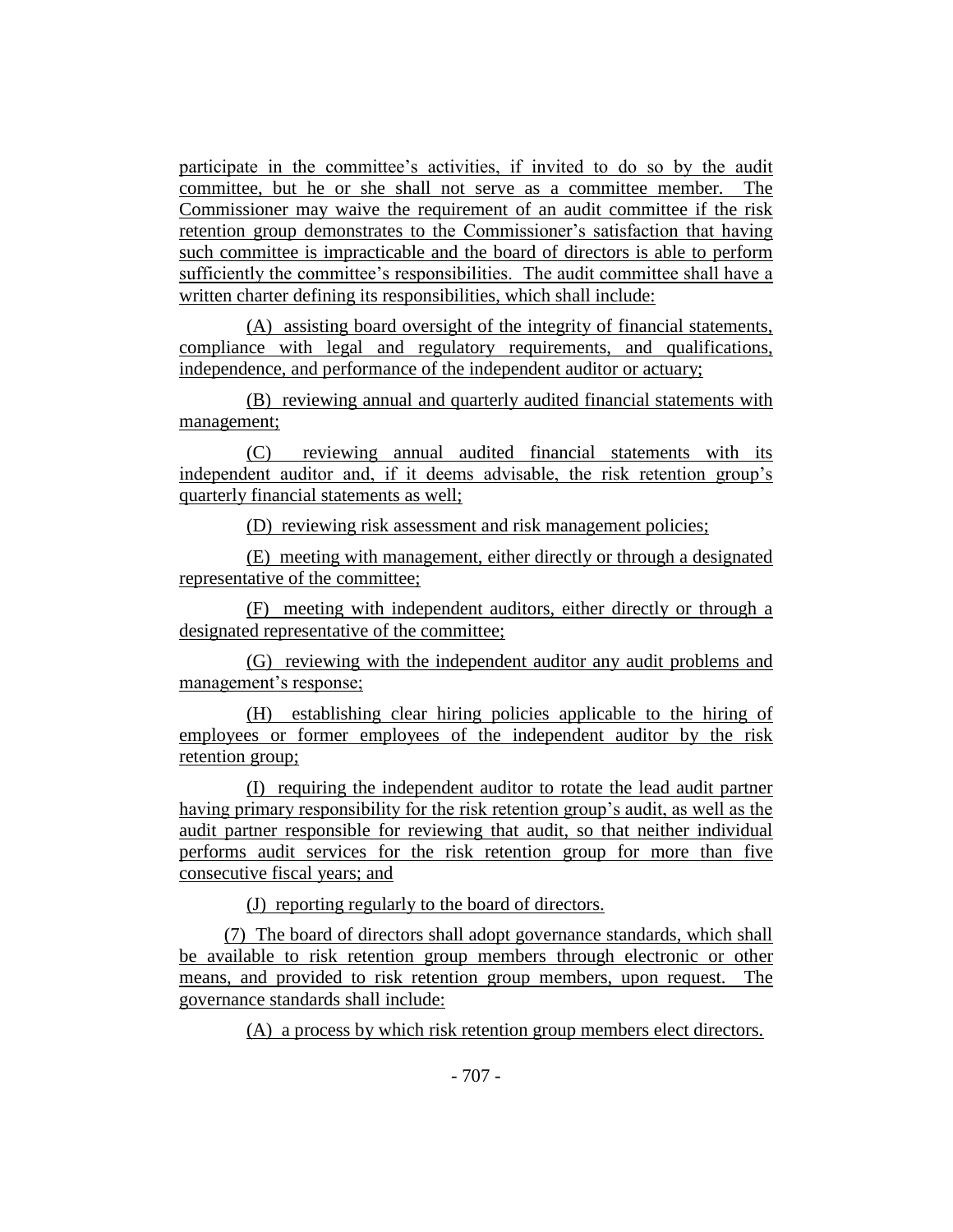participate in the committee's activities, if invited to do so by the audit committee, but he or she shall not serve as a committee member. The Commissioner may waive the requirement of an audit committee if the risk retention group demonstrates to the Commissioner's satisfaction that having such committee is impracticable and the board of directors is able to perform sufficiently the committee's responsibilities. The audit committee shall have a written charter defining its responsibilities, which shall include:

(A) assisting board oversight of the integrity of financial statements, compliance with legal and regulatory requirements, and qualifications, independence, and performance of the independent auditor or actuary;

(B) reviewing annual and quarterly audited financial statements with management;

(C) reviewing annual audited financial statements with its independent auditor and, if it deems advisable, the risk retention group's quarterly financial statements as well;

(D) reviewing risk assessment and risk management policies;

(E) meeting with management, either directly or through a designated representative of the committee;

(F) meeting with independent auditors, either directly or through a designated representative of the committee;

(G) reviewing with the independent auditor any audit problems and management's response;

(H) establishing clear hiring policies applicable to the hiring of employees or former employees of the independent auditor by the risk retention group;

(I) requiring the independent auditor to rotate the lead audit partner having primary responsibility for the risk retention group's audit, as well as the audit partner responsible for reviewing that audit, so that neither individual performs audit services for the risk retention group for more than five consecutive fiscal years; and

(J) reporting regularly to the board of directors.

(7) The board of directors shall adopt governance standards, which shall be available to risk retention group members through electronic or other means, and provided to risk retention group members, upon request. The governance standards shall include:

(A) a process by which risk retention group members elect directors.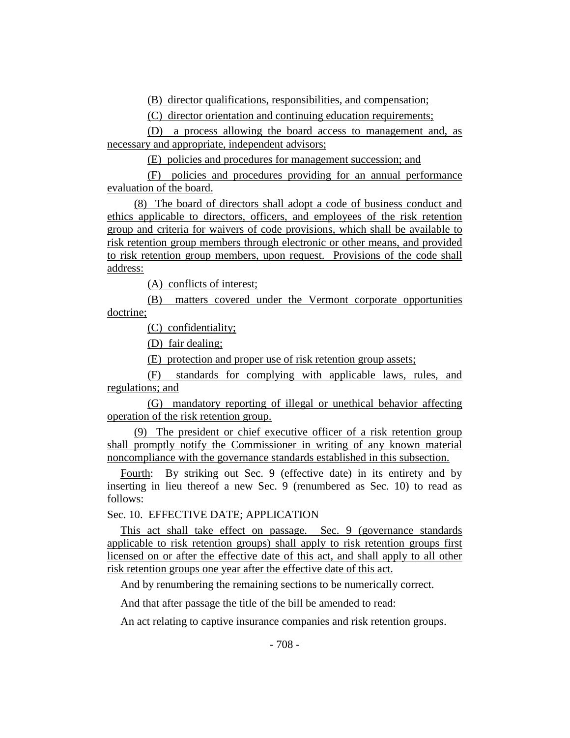(B) director qualifications, responsibilities, and compensation;

(C) director orientation and continuing education requirements;

(D) a process allowing the board access to management and, as necessary and appropriate, independent advisors;

(E) policies and procedures for management succession; and

(F) policies and procedures providing for an annual performance evaluation of the board.

(8) The board of directors shall adopt a code of business conduct and ethics applicable to directors, officers, and employees of the risk retention group and criteria for waivers of code provisions, which shall be available to risk retention group members through electronic or other means, and provided to risk retention group members, upon request. Provisions of the code shall address:

(A) conflicts of interest;

(B) matters covered under the Vermont corporate opportunities doctrine;

(C) confidentiality;

(D) fair dealing;

(E) protection and proper use of risk retention group assets;

(F) standards for complying with applicable laws, rules, and regulations; and

(G) mandatory reporting of illegal or unethical behavior affecting operation of the risk retention group.

(9) The president or chief executive officer of a risk retention group shall promptly notify the Commissioner in writing of any known material noncompliance with the governance standards established in this subsection.

Fourth: By striking out Sec. 9 (effective date) in its entirety and by inserting in lieu thereof a new Sec. 9 (renumbered as Sec. 10) to read as follows:

Sec. 10. EFFECTIVE DATE; APPLICATION

This act shall take effect on passage. Sec. 9 (governance standards applicable to risk retention groups) shall apply to risk retention groups first licensed on or after the effective date of this act, and shall apply to all other risk retention groups one year after the effective date of this act.

And by renumbering the remaining sections to be numerically correct.

And that after passage the title of the bill be amended to read:

An act relating to captive insurance companies and risk retention groups.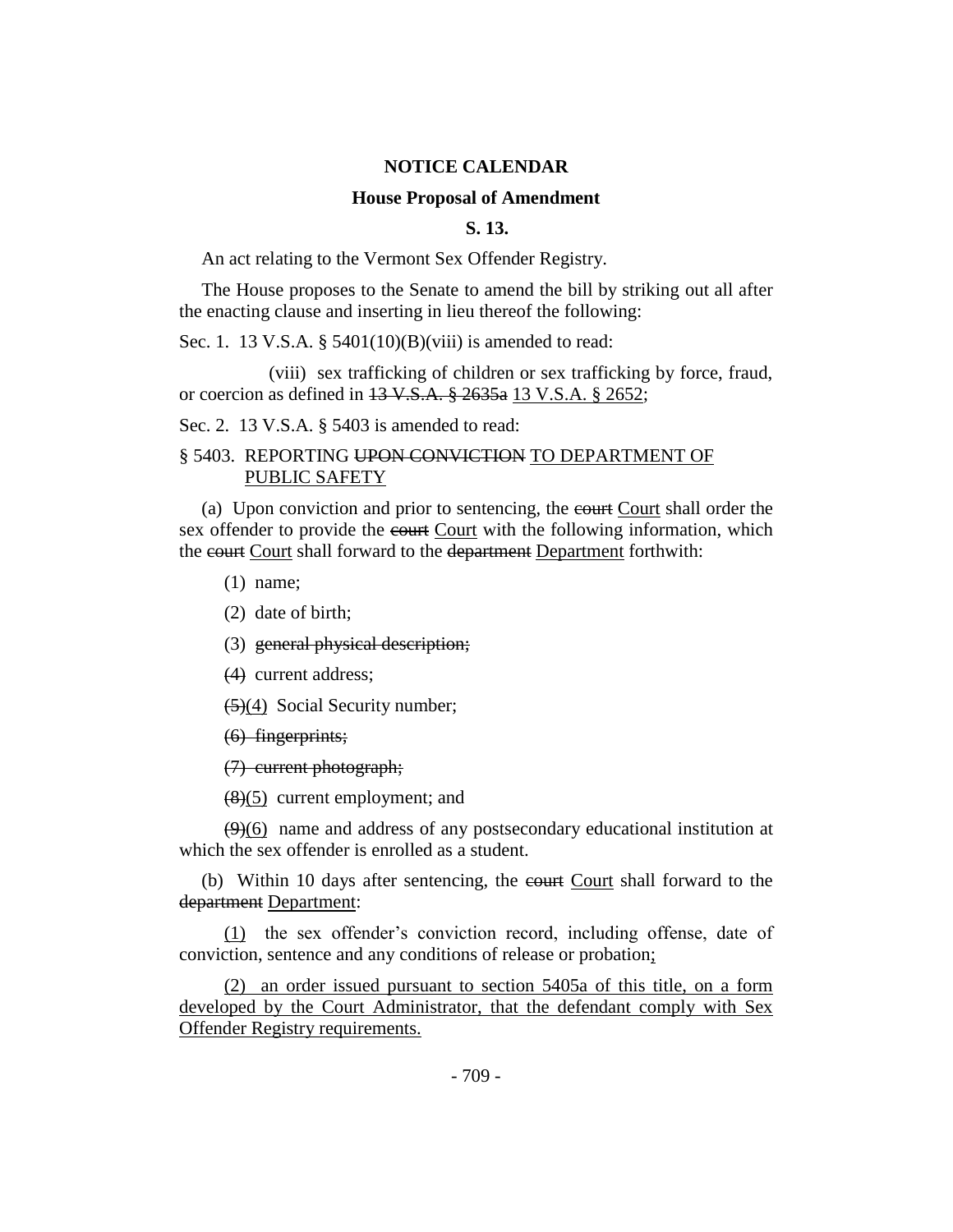**NOTICE CALENDAR**

**House Proposal of Amendment**

**S. 13.**

An act relating to the Vermont Sex Offender Registry.

The House proposes to the Senate to amend the bill by striking out all after the enacting clause and inserting in lieu thereof the following:

Sec. 1. 13 V.S.A. § 5401(10)(B)(viii) is amended to read:

(viii) sex trafficking of children or sex trafficking by force, fraud, or coercion as defined in ~~13 V.S.A. § 2635a~~ 13 V.S.A. § 2652;

Sec. 2. 13 V.S.A. § 5403 is amended to read:

§ 5403. REPORTING ~~UPON CONVICTION~~ TO DEPARTMENT OF PUBLIC SAFETY

(a) Upon conviction and prior to sentencing, the ~~court~~ Court shall order the sex offender to provide the ~~court~~ Court with the following information, which the ~~court~~ Court shall forward to the ~~department~~ Department forthwith:

(1) name;

(2) date of birth;

(3) ~~general physical description;~~

~~(4)~~ current address;

~~(5)~~(4) Social Security number;

~~(6) fingerprints;~~

~~(7) current photograph;~~

~~(8)~~(5) current employment; and

~~(9)~~(6) name and address of any postsecondary educational institution at which the sex offender is enrolled as a student.

(b) Within 10 days after sentencing, the ~~court~~ Court shall forward to the ~~department~~ Department:

(1) the sex offender's conviction record, including offense, date of conviction, sentence and any conditions of release or probation;

(2) an order issued pursuant to section 5405a of this title, on a form developed by the Court Administrator, that the defendant comply with Sex Offender Registry requirements.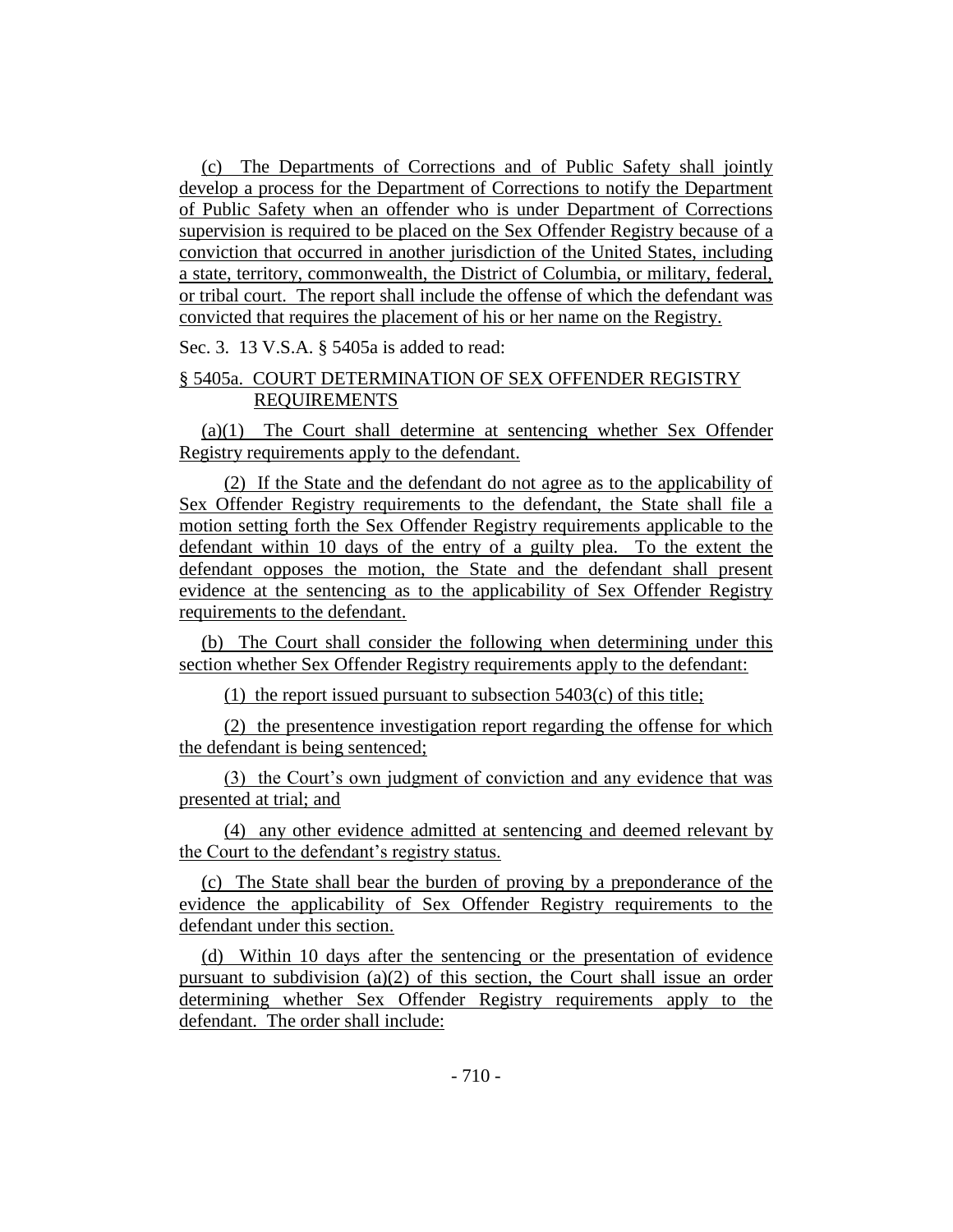(c) The Departments of Corrections and of Public Safety shall jointly develop a process for the Department of Corrections to notify the Department of Public Safety when an offender who is under Department of Corrections supervision is required to be placed on the Sex Offender Registry because of a conviction that occurred in another jurisdiction of the United States, including a state, territory, commonwealth, the District of Columbia, or military, federal, or tribal court. The report shall include the offense of which the defendant was convicted that requires the placement of his or her name on the Registry.

Sec. 3. 13 V.S.A. § 5405a is added to read:

§ 5405a. COURT DETERMINATION OF SEX OFFENDER REGISTRY REQUIREMENTS

(a)(1) The Court shall determine at sentencing whether Sex Offender Registry requirements apply to the defendant.

(2) If the State and the defendant do not agree as to the applicability of Sex Offender Registry requirements to the defendant, the State shall file a motion setting forth the Sex Offender Registry requirements applicable to the defendant within 10 days of the entry of a guilty plea. To the extent the defendant opposes the motion, the State and the defendant shall present evidence at the sentencing as to the applicability of Sex Offender Registry requirements to the defendant.

(b) The Court shall consider the following when determining under this section whether Sex Offender Registry requirements apply to the defendant:

(1) the report issued pursuant to subsection 5403(c) of this title;

(2) the presentence investigation report regarding the offense for which the defendant is being sentenced;

(3) the Court's own judgment of conviction and any evidence that was presented at trial; and

(4) any other evidence admitted at sentencing and deemed relevant by the Court to the defendant's registry status.

(c) The State shall bear the burden of proving by a preponderance of the evidence the applicability of Sex Offender Registry requirements to the defendant under this section.

(d) Within 10 days after the sentencing or the presentation of evidence pursuant to subdivision (a)(2) of this section, the Court shall issue an order determining whether Sex Offender Registry requirements apply to the defendant. The order shall include: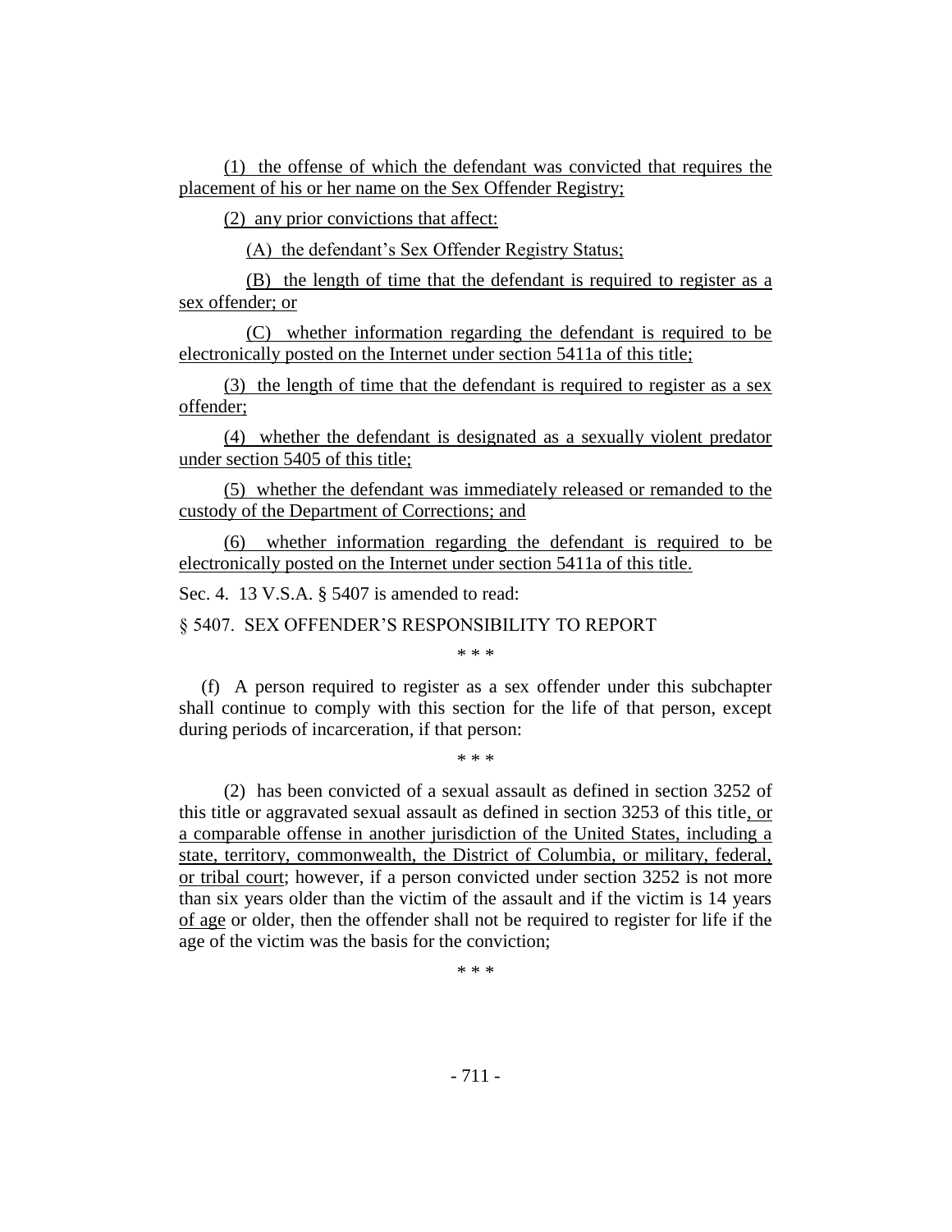(1) the offense of which the defendant was convicted that requires the placement of his or her name on the Sex Offender Registry;

(2) any prior convictions that affect:

(A) the defendant's Sex Offender Registry Status;

(B) the length of time that the defendant is required to register as a sex offender; or

(C) whether information regarding the defendant is required to be electronically posted on the Internet under section 5411a of this title;

(3) the length of time that the defendant is required to register as a sex offender;

(4) whether the defendant is designated as a sexually violent predator under section 5405 of this title;

(5) whether the defendant was immediately released or remanded to the custody of the Department of Corrections; and

(6) whether information regarding the defendant is required to be electronically posted on the Internet under section 5411a of this title.

Sec. 4. 13 V.S.A. § 5407 is amended to read:

§ 5407. SEX OFFENDER'S RESPONSIBILITY TO REPORT

\* \* \*

(f) A person required to register as a sex offender under this subchapter shall continue to comply with this section for the life of that person, except during periods of incarceration, if that person:

\* \* \*

(2) has been convicted of a sexual assault as defined in section 3252 of this title or aggravated sexual assault as defined in section 3253 of this title, or a comparable offense in another jurisdiction of the United States, including a state, territory, commonwealth, the District of Columbia, or military, federal, or tribal court; however, if a person convicted under section 3252 is not more than six years older than the victim of the assault and if the victim is 14 years of age or older, then the offender shall not be required to register for life if the age of the victim was the basis for the conviction;

\* \* \*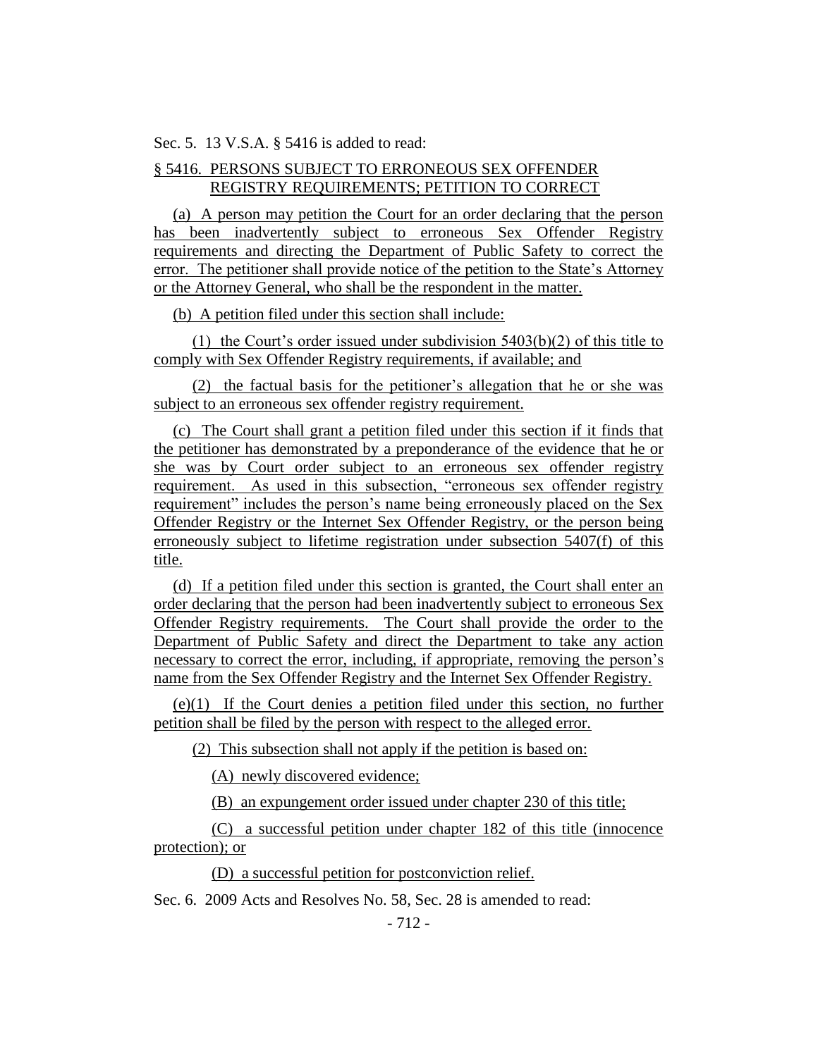Sec. 5. 13 V.S.A. § 5416 is added to read:

§ 5416. PERSONS SUBJECT TO ERRONEOUS SEX OFFENDER REGISTRY REQUIREMENTS; PETITION TO CORRECT

(a) A person may petition the Court for an order declaring that the person has been inadvertently subject to erroneous Sex Offender Registry requirements and directing the Department of Public Safety to correct the error. The petitioner shall provide notice of the petition to the State's Attorney or the Attorney General, who shall be the respondent in the matter.

(b) A petition filed under this section shall include:

(1) the Court's order issued under subdivision 5403(b)(2) of this title to comply with Sex Offender Registry requirements, if available; and

(2) the factual basis for the petitioner's allegation that he or she was subject to an erroneous sex offender registry requirement.

(c) The Court shall grant a petition filed under this section if it finds that the petitioner has demonstrated by a preponderance of the evidence that he or she was by Court order subject to an erroneous sex offender registry requirement. As used in this subsection, "erroneous sex offender registry requirement" includes the person's name being erroneously placed on the Sex Offender Registry or the Internet Sex Offender Registry, or the person being erroneously subject to lifetime registration under subsection 5407(f) of this title.

(d) If a petition filed under this section is granted, the Court shall enter an order declaring that the person had been inadvertently subject to erroneous Sex Offender Registry requirements. The Court shall provide the order to the Department of Public Safety and direct the Department to take any action necessary to correct the error, including, if appropriate, removing the person's name from the Sex Offender Registry and the Internet Sex Offender Registry.

(e)(1) If the Court denies a petition filed under this section, no further petition shall be filed by the person with respect to the alleged error.

(2) This subsection shall not apply if the petition is based on:

(A) newly discovered evidence;

(B) an expungement order issued under chapter 230 of this title;

(C) a successful petition under chapter 182 of this title (innocence protection); or

(D) a successful petition for postconviction relief.

Sec. 6. 2009 Acts and Resolves No. 58, Sec. 28 is amended to read: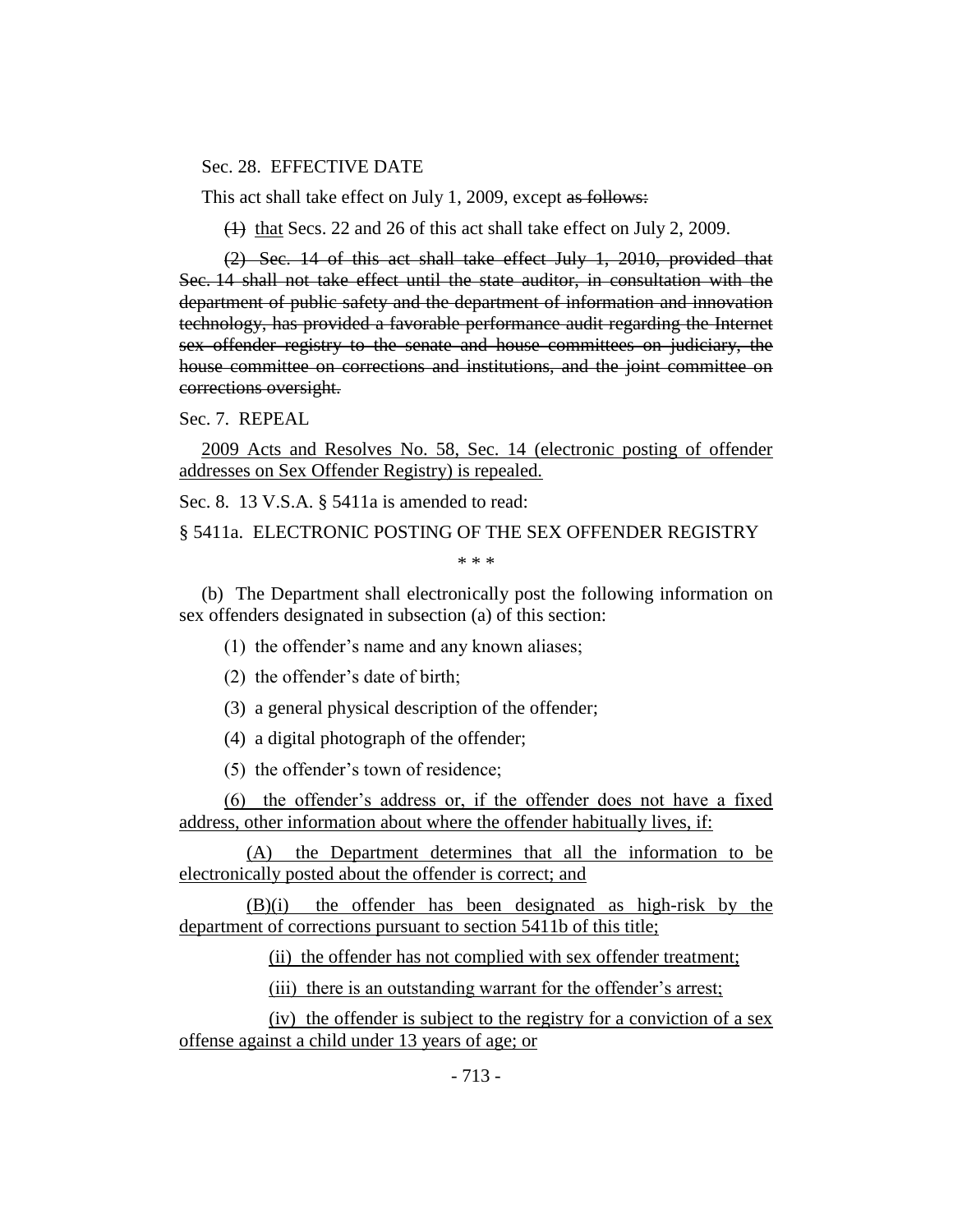Sec. 28. EFFECTIVE DATE

This act shall take effect on July 1, 2009, except ~~as follows:~~

~~(1)~~ <u>that</u> Secs. 22 and 26 of this act shall take effect on July 2, 2009.

~~(2) Sec. 14 of this act shall take effect July 1, 2010, provided that Sec. 14 shall not take effect until the state auditor, in consultation with the department of public safety and the department of information and innovation technology, has provided a favorable performance audit regarding the Internet sex offender registry to the senate and house committees on judiciary, the house committee on corrections and institutions, and the joint committee on corrections oversight.~~

Sec. 7. REPEAL

<u>2009 Acts and Resolves No. 58, Sec. 14 (electronic posting of offender addresses on Sex Offender Registry) is repealed.</u>

Sec. 8. 13 V.S.A. § 5411a is amended to read:

§ 5411a. ELECTRONIC POSTING OF THE SEX OFFENDER REGISTRY

\* \* \*

(b) The Department shall electronically post the following information on sex offenders designated in subsection (a) of this section:

(1) the offender's name and any known aliases;

(2) the offender's date of birth;

(3) a general physical description of the offender;

(4) a digital photograph of the offender;

(5) the offender's town of residence;

<u>(6) the offender's address or, if the offender does not have a fixed address, other information about where the offender habitually lives, if:</u>

<u>(A) the Department determines that all the information to be electronically posted about the offender is correct; and</u>

<u>(B)(i) the offender has been designated as high-risk by the department of corrections pursuant to section 5411b of this title;</u>

<u>(ii) the offender has not complied with sex offender treatment;</u>

<u>(iii) there is an outstanding warrant for the offender's arrest;</u>

<u>(iv) the offender is subject to the registry for a conviction of a sex offense against a child under 13 years of age; or</u>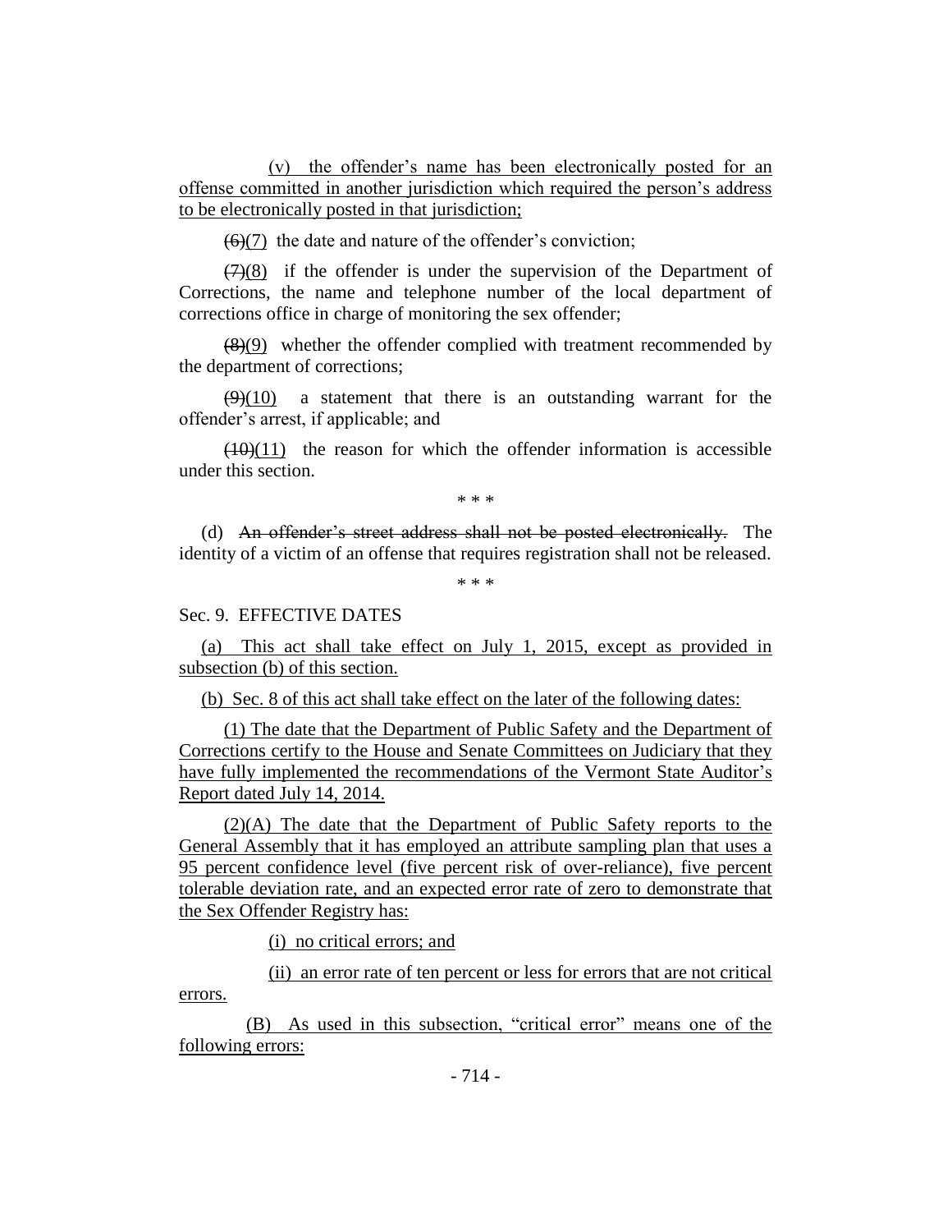(v) the offender's name has been electronically posted for an offense committed in another jurisdiction which required the person's address to be electronically posted in that jurisdiction;

~~(6)~~(7) the date and nature of the offender's conviction;

~~(7)~~(8) if the offender is under the supervision of the Department of Corrections, the name and telephone number of the local department of corrections office in charge of monitoring the sex offender;

~~(8)~~(9) whether the offender complied with treatment recommended by the department of corrections;

~~(9)~~(10) a statement that there is an outstanding warrant for the offender's arrest, if applicable; and

~~(10)~~(11) the reason for which the offender information is accessible under this section.

\* \* \*

(d) ~~An offender's street address shall not be posted electronically.~~ The identity of a victim of an offense that requires registration shall not be released.

\* \* \*

Sec. 9. EFFECTIVE DATES

(a) This act shall take effect on July 1, 2015, except as provided in subsection (b) of this section.

(b) Sec. 8 of this act shall take effect on the later of the following dates:

(1) The date that the Department of Public Safety and the Department of Corrections certify to the House and Senate Committees on Judiciary that they have fully implemented the recommendations of the Vermont State Auditor's Report dated July 14, 2014.

(2)(A) The date that the Department of Public Safety reports to the General Assembly that it has employed an attribute sampling plan that uses a 95 percent confidence level (five percent risk of over-reliance), five percent tolerable deviation rate, and an expected error rate of zero to demonstrate that the Sex Offender Registry has:

(i) no critical errors; and

(ii) an error rate of ten percent or less for errors that are not critical errors.

(B) As used in this subsection, "critical error" means one of the following errors: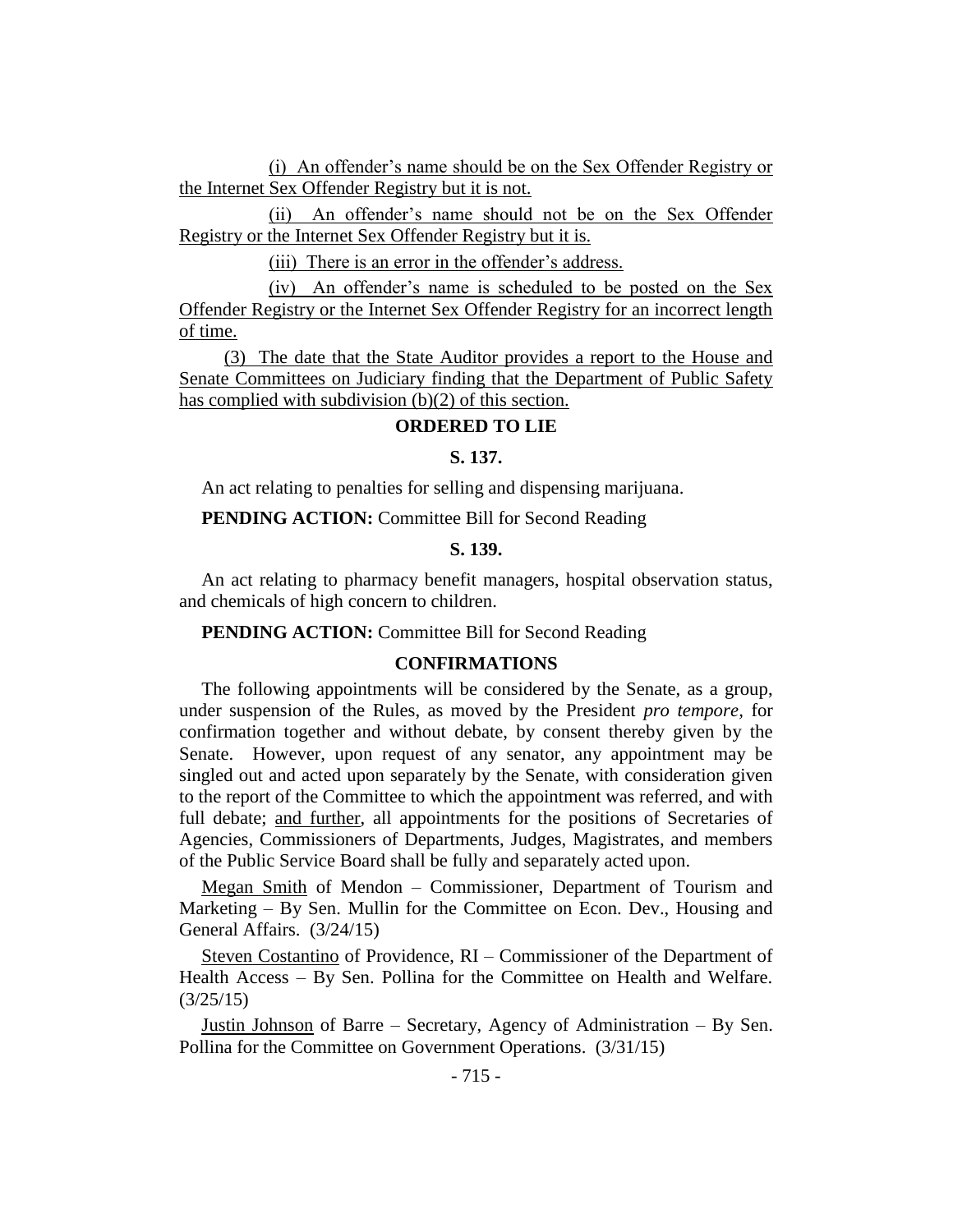(i) An offender's name should be on the Sex Offender Registry or the Internet Sex Offender Registry but it is not.

(ii) An offender's name should not be on the Sex Offender Registry or the Internet Sex Offender Registry but it is.

(iii) There is an error in the offender's address.

(iv) An offender's name is scheduled to be posted on the Sex Offender Registry or the Internet Sex Offender Registry for an incorrect length of time.

(3) The date that the State Auditor provides a report to the House and Senate Committees on Judiciary finding that the Department of Public Safety has complied with subdivision (b)(2) of this section.

**ORDERED TO LIE**

**S. 137.**

An act relating to penalties for selling and dispensing marijuana.

**PENDING ACTION:** Committee Bill for Second Reading

**S. 139.**

An act relating to pharmacy benefit managers, hospital observation status, and chemicals of high concern to children.

**PENDING ACTION:** Committee Bill for Second Reading

**CONFIRMATIONS**

The following appointments will be considered by the Senate, as a group, under suspension of the Rules, as moved by the President *pro tempore,* for confirmation together and without debate, by consent thereby given by the Senate. However, upon request of any senator, any appointment may be singled out and acted upon separately by the Senate, with consideration given to the report of the Committee to which the appointment was referred, and with full debate; and further, all appointments for the positions of Secretaries of Agencies, Commissioners of Departments, Judges, Magistrates, and members of the Public Service Board shall be fully and separately acted upon.

Megan Smith of Mendon – Commissioner, Department of Tourism and Marketing – By Sen. Mullin for the Committee on Econ. Dev., Housing and General Affairs. (3/24/15)

Steven Costantino of Providence, RI – Commissioner of the Department of Health Access – By Sen. Pollina for the Committee on Health and Welfare. (3/25/15)

Justin Johnson of Barre – Secretary, Agency of Administration – By Sen. Pollina for the Committee on Government Operations. (3/31/15)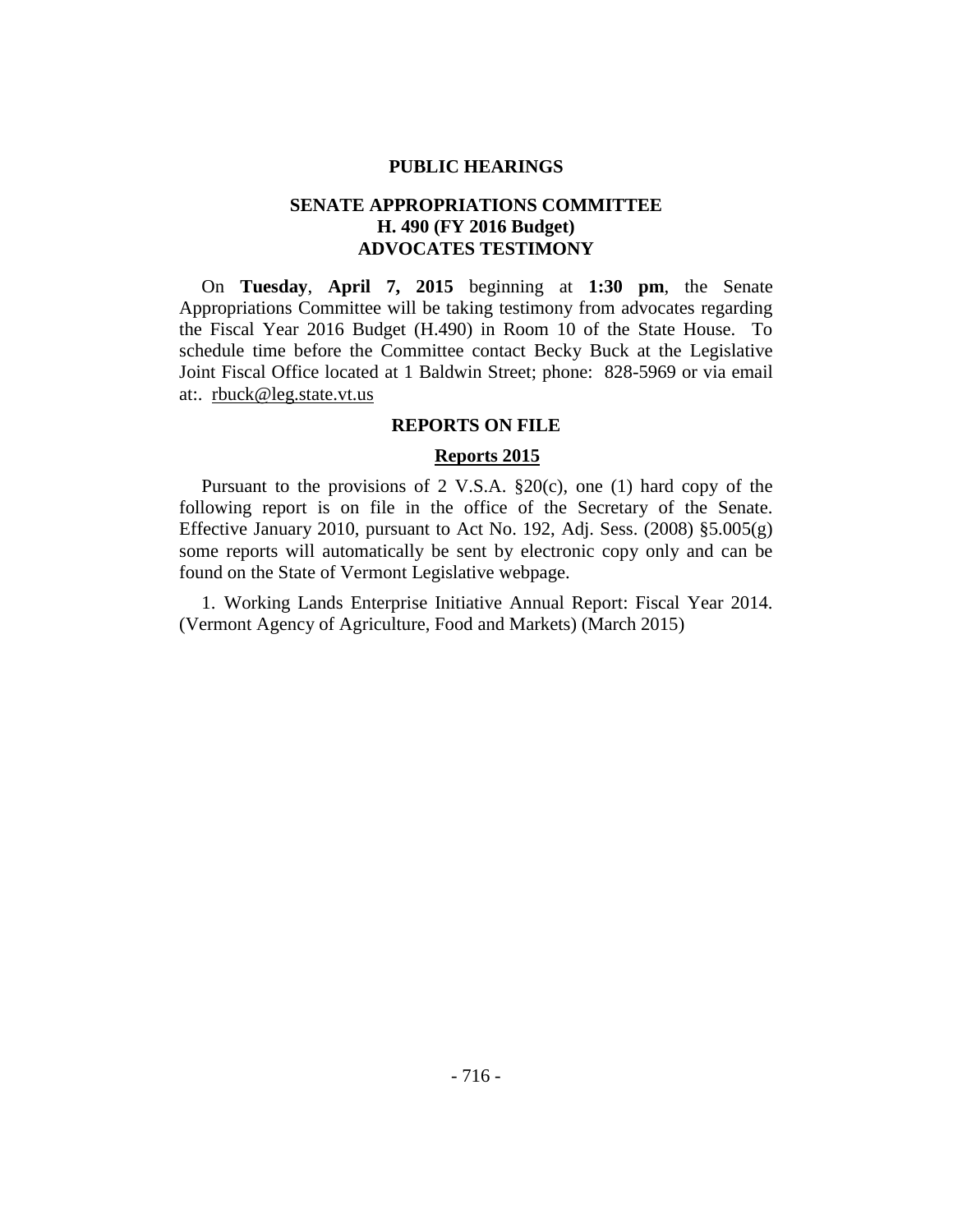## PUBLIC HEARINGS

### SENATE APPROPRIATIONS COMMITTEE
### H. 490 (FY 2016 Budget)
### ADVOCATES TESTIMONY

On **Tuesday**, **April 7, 2015** beginning at **1:30 pm**, the Senate Appropriations Committee will be taking testimony from advocates regarding the Fiscal Year 2016 Budget (H.490) in Room 10 of the State House. To schedule time before the Committee contact Becky Buck at the Legislative Joint Fiscal Office located at 1 Baldwin Street; phone: 828-5969 or via email at:. rbuck@leg.state.vt.us

## REPORTS ON FILE

### Reports 2015

Pursuant to the provisions of 2 V.S.A. §20(c), one (1) hard copy of the following report is on file in the office of the Secretary of the Senate. Effective January 2010, pursuant to Act No. 192, Adj. Sess. (2008) §5.005(g) some reports will automatically be sent by electronic copy only and can be found on the State of Vermont Legislative webpage.

1. Working Lands Enterprise Initiative Annual Report: Fiscal Year 2014. (Vermont Agency of Agriculture, Food and Markets) (March 2015)